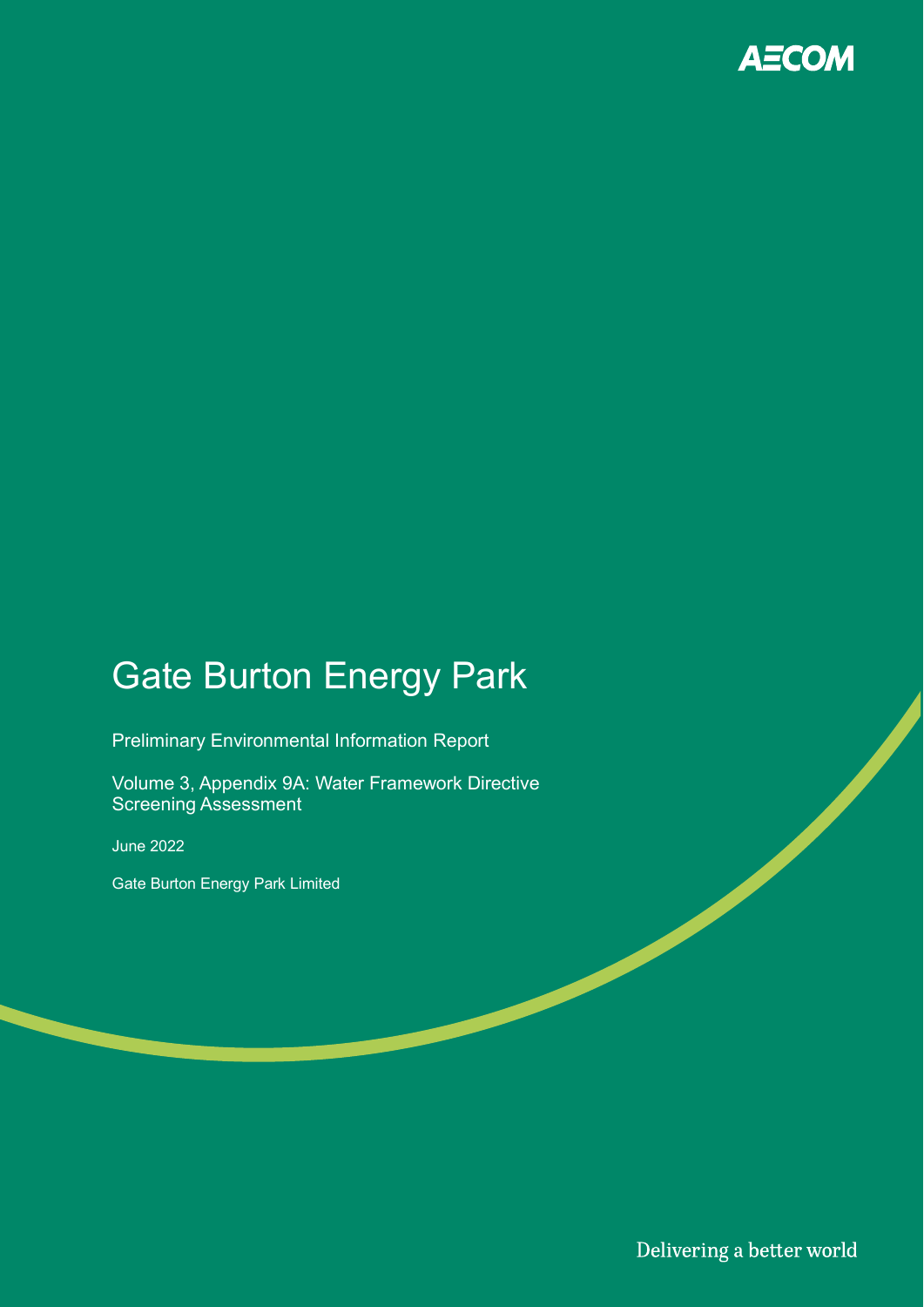AECOM

# Gate Burton Energy Park

Preliminary Environmental Information Report

Volume 3, Appendix 9A: Water Framework Directive Screening Assessment

June 2022

Gate Burton Energy Park Limited

Delivering a better world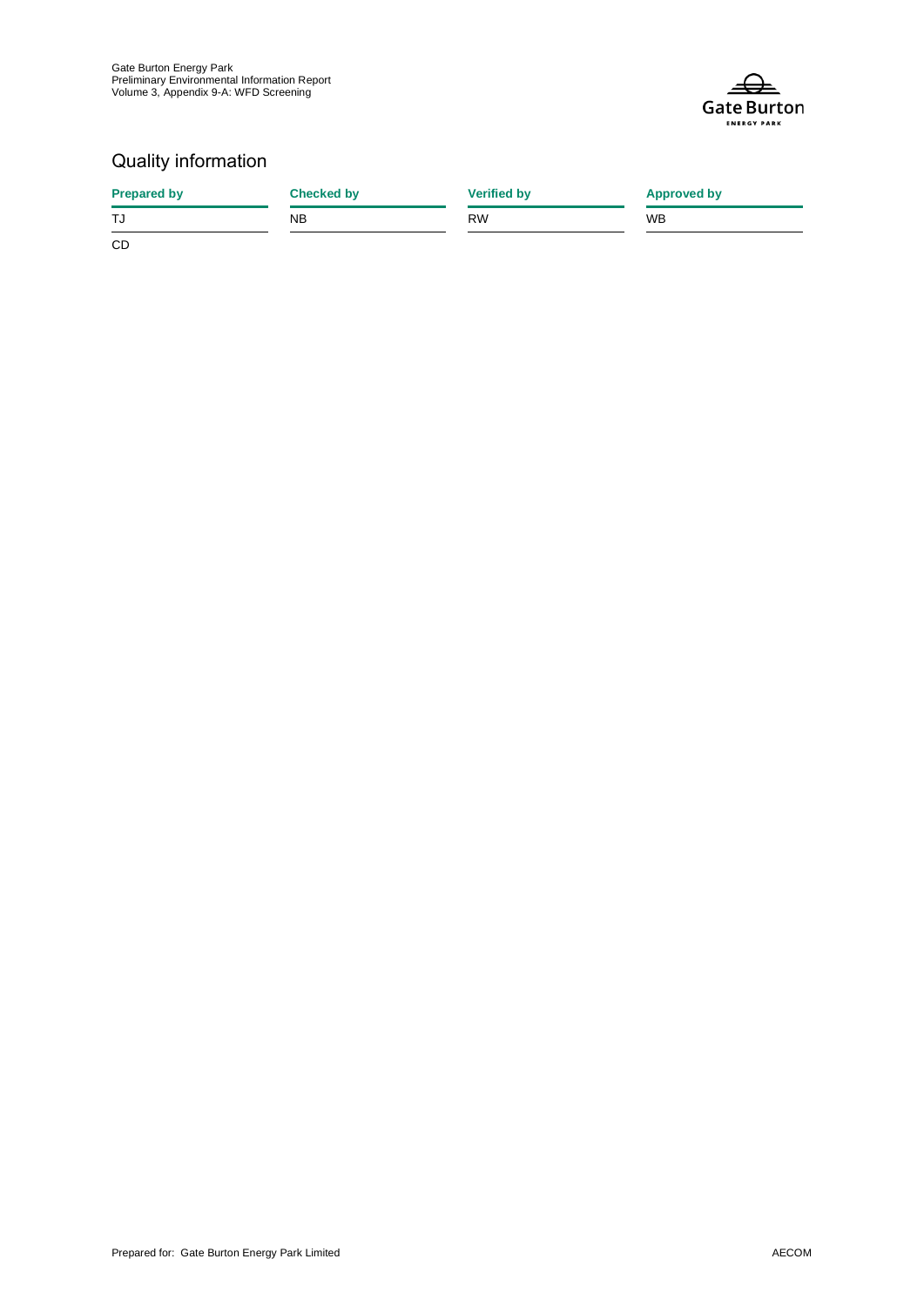## Quality information

| Prepared by | Checked by | Verified by | Approved by |
|---|---|---|---|
| TJ | NB | RW | WB |
| CD | | | |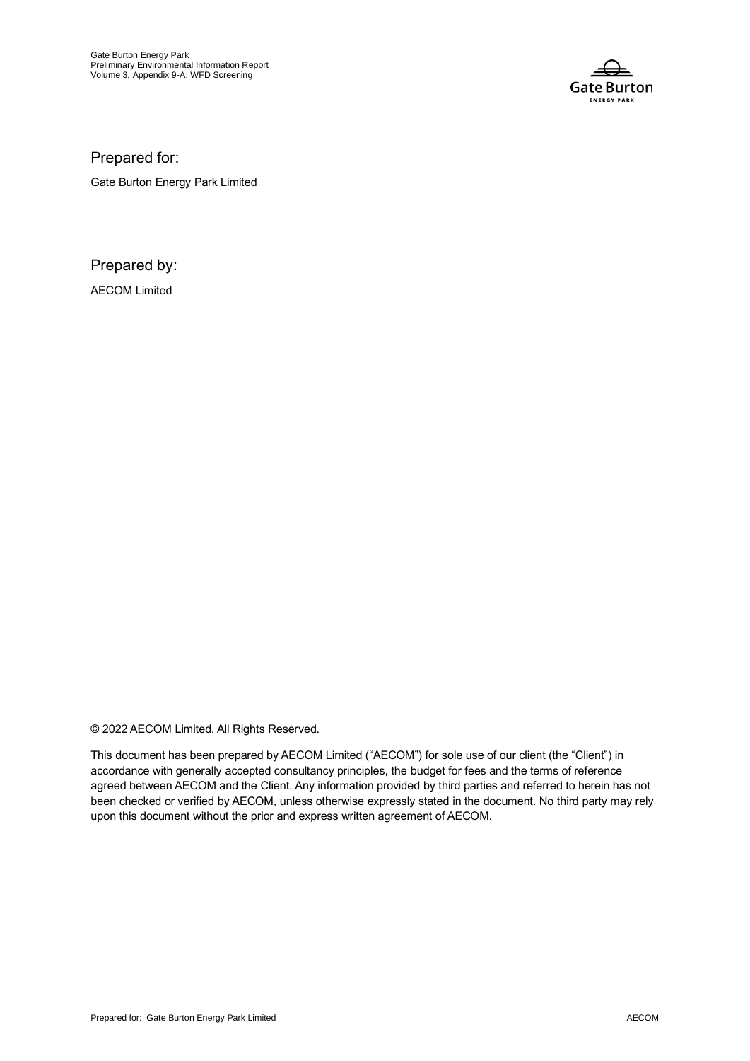Prepared for:

Gate Burton Energy Park Limited

Prepared by:

AECOM Limited

© 2022 AECOM Limited. All Rights Reserved.

This document has been prepared by AECOM Limited ("AECOM") for sole use of our client (the "Client") in accordance with generally accepted consultancy principles, the budget for fees and the terms of reference agreed between AECOM and the Client. Any information provided by third parties and referred to herein has not been checked or verified by AECOM, unless otherwise expressly stated in the document. No third party may rely upon this document without the prior and express written agreement of AECOM.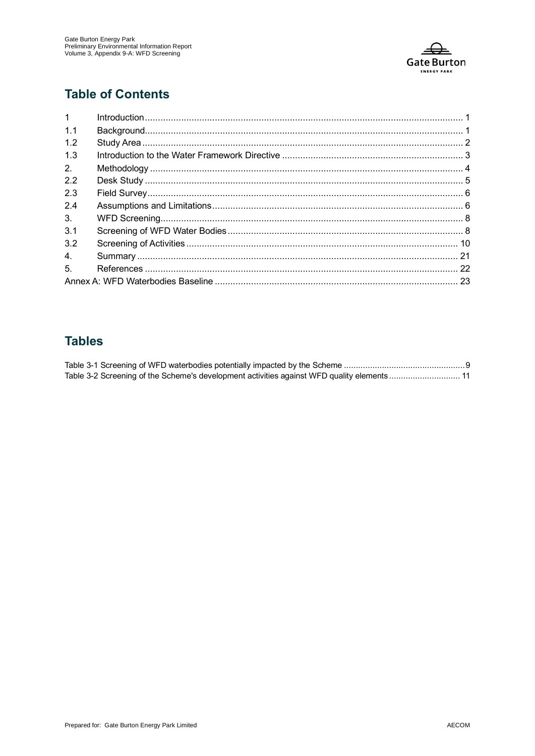## Table of Contents

| | | |
|---|---|---|
| 1 | Introduction | 1 |
| 1.1 | Background | 1 |
| 1.2 | Study Area | 2 |
| 1.3 | Introduction to the Water Framework Directive | 3 |
| 2. | Methodology | 4 |
| 2.2 | Desk Study | 5 |
| 2.3 | Field Survey | 6 |
| 2.4 | Assumptions and Limitations | 6 |
| 3. | WFD Screening | 8 |
| 3.1 | Screening of WFD Water Bodies | 8 |
| 3.2 | Screening of Activities | 10 |
| 4. | Summary | 21 |
| 5. | References | 22 |
| Annex A: WFD Waterbodies Baseline | | 23 |

## Tables

Table 3-1 Screening of WFD waterbodies potentially impacted by the Scheme ... 9

Table 3-2 Screening of the Scheme's development activities against WFD quality elements ... 11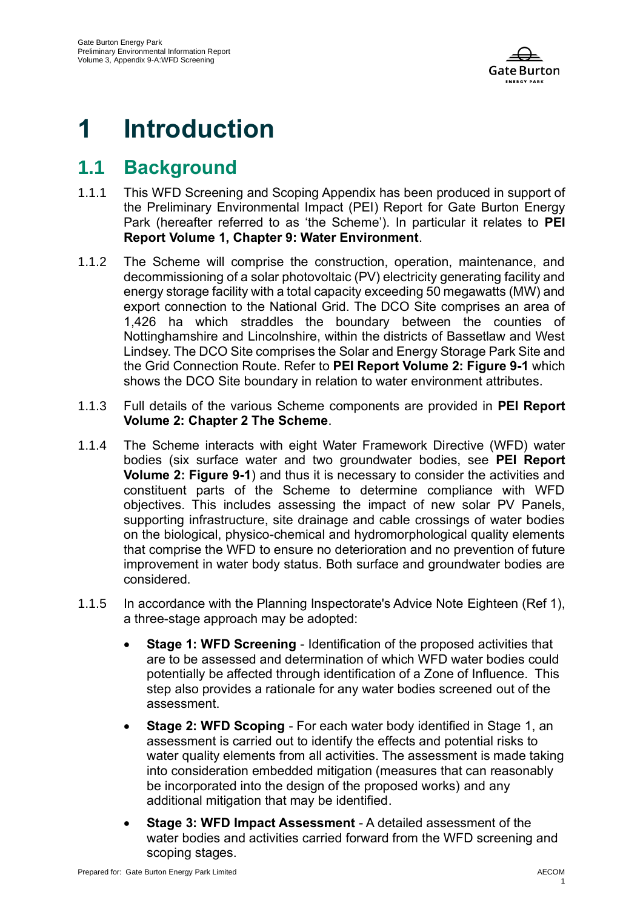# 1 Introduction

## 1.1 Background

1.1.1 This WFD Screening and Scoping Appendix has been produced in support of the Preliminary Environmental Impact (PEI) Report for Gate Burton Energy Park (hereafter referred to as 'the Scheme'). In particular it relates to **PEI Report Volume 1, Chapter 9: Water Environment**.

1.1.2 The Scheme will comprise the construction, operation, maintenance, and decommissioning of a solar photovoltaic (PV) electricity generating facility and energy storage facility with a total capacity exceeding 50 megawatts (MW) and export connection to the National Grid. The DCO Site comprises an area of 1,426 ha which straddles the boundary between the counties of Nottinghamshire and Lincolnshire, within the districts of Bassetlaw and West Lindsey. The DCO Site comprises the Solar and Energy Storage Park Site and the Grid Connection Route. Refer to **PEI Report Volume 2: Figure 9-1** which shows the DCO Site boundary in relation to water environment attributes.

1.1.3 Full details of the various Scheme components are provided in **PEI Report Volume 2: Chapter 2 The Scheme**.

1.1.4 The Scheme interacts with eight Water Framework Directive (WFD) water bodies (six surface water and two groundwater bodies, see **PEI Report Volume 2: Figure 9-1**) and thus it is necessary to consider the activities and constituent parts of the Scheme to determine compliance with WFD objectives. This includes assessing the impact of new solar PV Panels, supporting infrastructure, site drainage and cable crossings of water bodies on the biological, physico-chemical and hydromorphological quality elements that comprise the WFD to ensure no deterioration and no prevention of future improvement in water body status. Both surface and groundwater bodies are considered.

1.1.5 In accordance with the Planning Inspectorate's Advice Note Eighteen (Ref 1), a three-stage approach may be adopted:

- **Stage 1: WFD Screening** - Identification of the proposed activities that are to be assessed and determination of which WFD water bodies could potentially be affected through identification of a Zone of Influence. This step also provides a rationale for any water bodies screened out of the assessment.
- **Stage 2: WFD Scoping** - For each water body identified in Stage 1, an assessment is carried out to identify the effects and potential risks to water quality elements from all activities. The assessment is made taking into consideration embedded mitigation (measures that can reasonably be incorporated into the design of the proposed works) and any additional mitigation that may be identified.
- **Stage 3: WFD Impact Assessment** - A detailed assessment of the water bodies and activities carried forward from the WFD screening and scoping stages.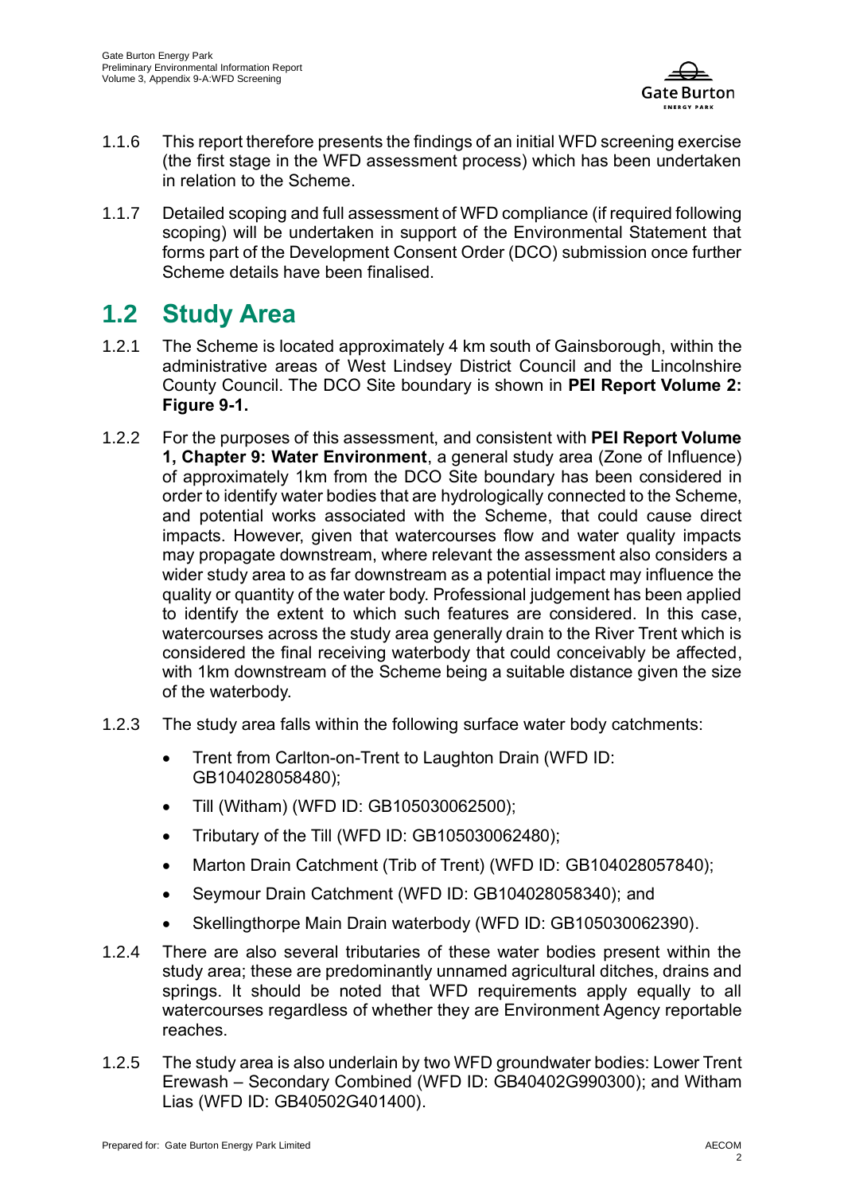1.1.6 This report therefore presents the findings of an initial WFD screening exercise (the first stage in the WFD assessment process) which has been undertaken in relation to the Scheme.

1.1.7 Detailed scoping and full assessment of WFD compliance (if required following scoping) will be undertaken in support of the Environmental Statement that forms part of the Development Consent Order (DCO) submission once further Scheme details have been finalised.

## 1.2 Study Area

1.2.1 The Scheme is located approximately 4 km south of Gainsborough, within the administrative areas of West Lindsey District Council and the Lincolnshire County Council. The DCO Site boundary is shown in **PEI Report Volume 2: Figure 9-1.**

1.2.2 For the purposes of this assessment, and consistent with **PEI Report Volume 1, Chapter 9: Water Environment**, a general study area (Zone of Influence) of approximately 1km from the DCO Site boundary has been considered in order to identify water bodies that are hydrologically connected to the Scheme, and potential works associated with the Scheme, that could cause direct impacts. However, given that watercourses flow and water quality impacts may propagate downstream, where relevant the assessment also considers a wider study area to as far downstream as a potential impact may influence the quality or quantity of the water body. Professional judgement has been applied to identify the extent to which such features are considered. In this case, watercourses across the study area generally drain to the River Trent which is considered the final receiving waterbody that could conceivably be affected, with 1km downstream of the Scheme being a suitable distance given the size of the waterbody.

1.2.3 The study area falls within the following surface water body catchments:

- Trent from Carlton-on-Trent to Laughton Drain (WFD ID: GB104028058480);
- Till (Witham) (WFD ID: GB105030062500);
- Tributary of the Till (WFD ID: GB105030062480);
- Marton Drain Catchment (Trib of Trent) (WFD ID: GB104028057840);
- Seymour Drain Catchment (WFD ID: GB104028058340); and
- Skellingthorpe Main Drain waterbody (WFD ID: GB105030062390).

1.2.4 There are also several tributaries of these water bodies present within the study area; these are predominantly unnamed agricultural ditches, drains and springs. It should be noted that WFD requirements apply equally to all watercourses regardless of whether they are Environment Agency reportable reaches.

1.2.5 The study area is also underlain by two WFD groundwater bodies: Lower Trent Erewash – Secondary Combined (WFD ID: GB40402G990300); and Witham Lias (WFD ID: GB40502G401400).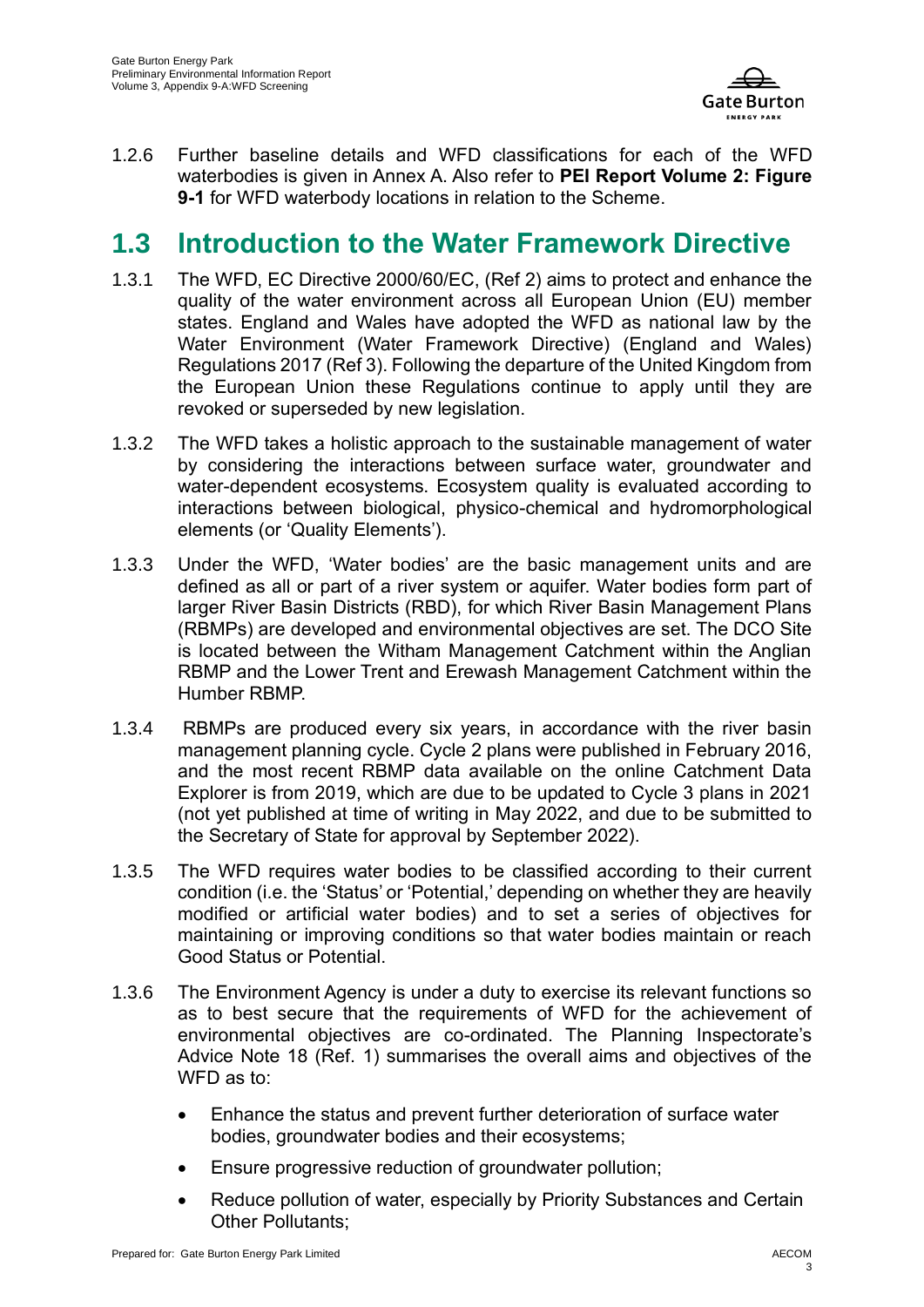1.2.6 Further baseline details and WFD classifications for each of the WFD waterbodies is given in Annex A. Also refer to **PEI Report Volume 2: Figure 9-1** for WFD waterbody locations in relation to the Scheme.

## 1.3 Introduction to the Water Framework Directive

1.3.1 The WFD, EC Directive 2000/60/EC, (Ref 2) aims to protect and enhance the quality of the water environment across all European Union (EU) member states. England and Wales have adopted the WFD as national law by the Water Environment (Water Framework Directive) (England and Wales) Regulations 2017 (Ref 3). Following the departure of the United Kingdom from the European Union these Regulations continue to apply until they are revoked or superseded by new legislation.

1.3.2 The WFD takes a holistic approach to the sustainable management of water by considering the interactions between surface water, groundwater and water-dependent ecosystems. Ecosystem quality is evaluated according to interactions between biological, physico-chemical and hydromorphological elements (or 'Quality Elements').

1.3.3 Under the WFD, 'Water bodies' are the basic management units and are defined as all or part of a river system or aquifer. Water bodies form part of larger River Basin Districts (RBD), for which River Basin Management Plans (RBMPs) are developed and environmental objectives are set. The DCO Site is located between the Witham Management Catchment within the Anglian RBMP and the Lower Trent and Erewash Management Catchment within the Humber RBMP.

1.3.4 RBMPs are produced every six years, in accordance with the river basin management planning cycle. Cycle 2 plans were published in February 2016, and the most recent RBMP data available on the online Catchment Data Explorer is from 2019, which are due to be updated to Cycle 3 plans in 2021 (not yet published at time of writing in May 2022, and due to be submitted to the Secretary of State for approval by September 2022).

1.3.5 The WFD requires water bodies to be classified according to their current condition (i.e. the 'Status' or 'Potential,' depending on whether they are heavily modified or artificial water bodies) and to set a series of objectives for maintaining or improving conditions so that water bodies maintain or reach Good Status or Potential.

1.3.6 The Environment Agency is under a duty to exercise its relevant functions so as to best secure that the requirements of WFD for the achievement of environmental objectives are co-ordinated. The Planning Inspectorate's Advice Note 18 (Ref. 1) summarises the overall aims and objectives of the WFD as to:

- Enhance the status and prevent further deterioration of surface water bodies, groundwater bodies and their ecosystems;
- Ensure progressive reduction of groundwater pollution;
- Reduce pollution of water, especially by Priority Substances and Certain Other Pollutants;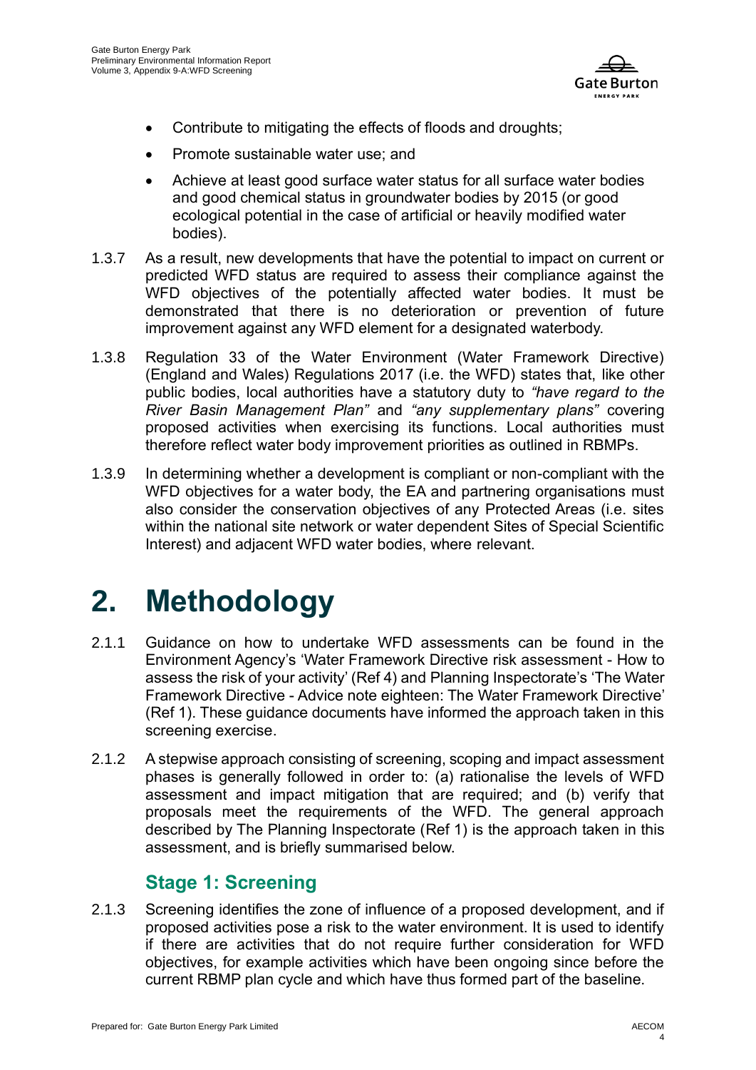- Contribute to mitigating the effects of floods and droughts;
- Promote sustainable water use; and
- Achieve at least good surface water status for all surface water bodies and good chemical status in groundwater bodies by 2015 (or good ecological potential in the case of artificial or heavily modified water bodies).

1.3.7 As a result, new developments that have the potential to impact on current or predicted WFD status are required to assess their compliance against the WFD objectives of the potentially affected water bodies. It must be demonstrated that there is no deterioration or prevention of future improvement against any WFD element for a designated waterbody.

1.3.8 Regulation 33 of the Water Environment (Water Framework Directive) (England and Wales) Regulations 2017 (i.e. the WFD) states that, like other public bodies, local authorities have a statutory duty to *"have regard to the River Basin Management Plan"* and *"any supplementary plans"* covering proposed activities when exercising its functions. Local authorities must therefore reflect water body improvement priorities as outlined in RBMPs.

1.3.9 In determining whether a development is compliant or non-compliant with the WFD objectives for a water body, the EA and partnering organisations must also consider the conservation objectives of any Protected Areas (i.e. sites within the national site network or water dependent Sites of Special Scientific Interest) and adjacent WFD water bodies, where relevant.

# 2. Methodology

2.1.1 Guidance on how to undertake WFD assessments can be found in the Environment Agency's 'Water Framework Directive risk assessment - How to assess the risk of your activity' (Ref 4) and Planning Inspectorate's 'The Water Framework Directive - Advice note eighteen: The Water Framework Directive' (Ref 1). These guidance documents have informed the approach taken in this screening exercise.

2.1.2 A stepwise approach consisting of screening, scoping and impact assessment phases is generally followed in order to: (a) rationalise the levels of WFD assessment and impact mitigation that are required; and (b) verify that proposals meet the requirements of the WFD. The general approach described by The Planning Inspectorate (Ref 1) is the approach taken in this assessment, and is briefly summarised below.

## Stage 1: Screening

2.1.3 Screening identifies the zone of influence of a proposed development, and if proposed activities pose a risk to the water environment. It is used to identify if there are activities that do not require further consideration for WFD objectives, for example activities which have been ongoing since before the current RBMP plan cycle and which have thus formed part of the baseline.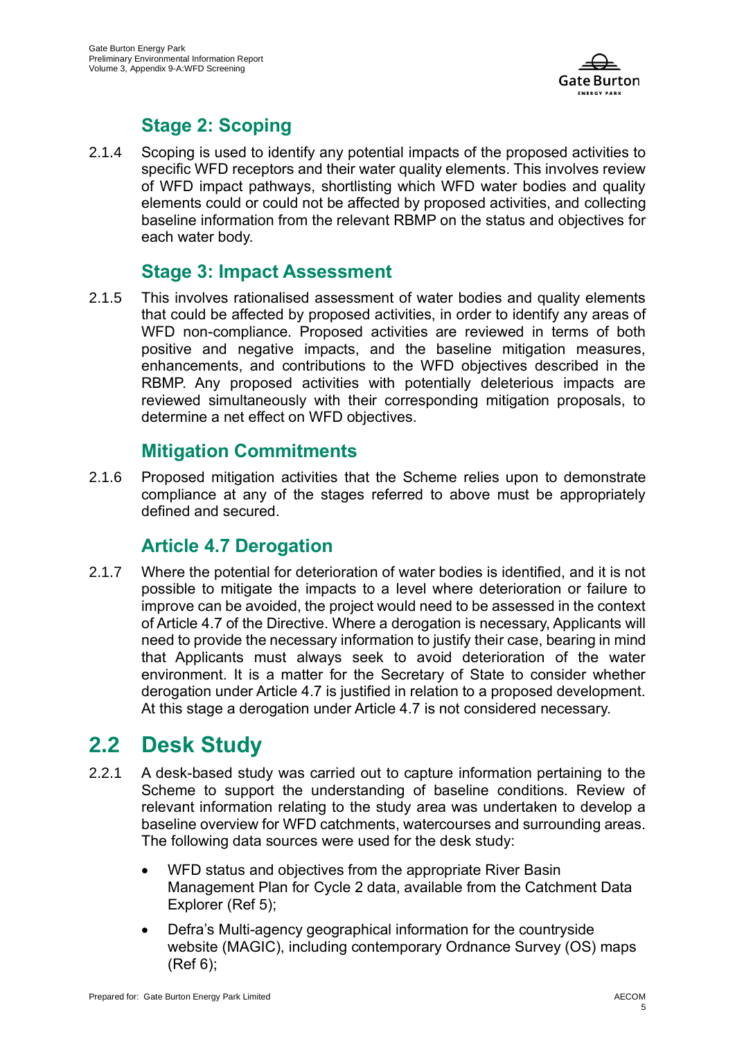### Stage 2: Scoping

2.1.4 Scoping is used to identify any potential impacts of the proposed activities to specific WFD receptors and their water quality elements. This involves review of WFD impact pathways, shortlisting which WFD water bodies and quality elements could or could not be affected by proposed activities, and collecting baseline information from the relevant RBMP on the status and objectives for each water body.

### Stage 3: Impact Assessment

2.1.5 This involves rationalised assessment of water bodies and quality elements that could be affected by proposed activities, in order to identify any areas of WFD non-compliance. Proposed activities are reviewed in terms of both positive and negative impacts, and the baseline mitigation measures, enhancements, and contributions to the WFD objectives described in the RBMP. Any proposed activities with potentially deleterious impacts are reviewed simultaneously with their corresponding mitigation proposals, to determine a net effect on WFD objectives.

### Mitigation Commitments

2.1.6 Proposed mitigation activities that the Scheme relies upon to demonstrate compliance at any of the stages referred to above must be appropriately defined and secured.

### Article 4.7 Derogation

2.1.7 Where the potential for deterioration of water bodies is identified, and it is not possible to mitigate the impacts to a level where deterioration or failure to improve can be avoided, the project would need to be assessed in the context of Article 4.7 of the Directive. Where a derogation is necessary, Applicants will need to provide the necessary information to justify their case, bearing in mind that Applicants must always seek to avoid deterioration of the water environment. It is a matter for the Secretary of State to consider whether derogation under Article 4.7 is justified in relation to a proposed development. At this stage a derogation under Article 4.7 is not considered necessary.

## 2.2 Desk Study

2.2.1 A desk-based study was carried out to capture information pertaining to the Scheme to support the understanding of baseline conditions. Review of relevant information relating to the study area was undertaken to develop a baseline overview for WFD catchments, watercourses and surrounding areas. The following data sources were used for the desk study:

- WFD status and objectives from the appropriate River Basin Management Plan for Cycle 2 data, available from the Catchment Data Explorer (Ref 5);
- Defra's Multi-agency geographical information for the countryside website (MAGIC), including contemporary Ordnance Survey (OS) maps (Ref 6);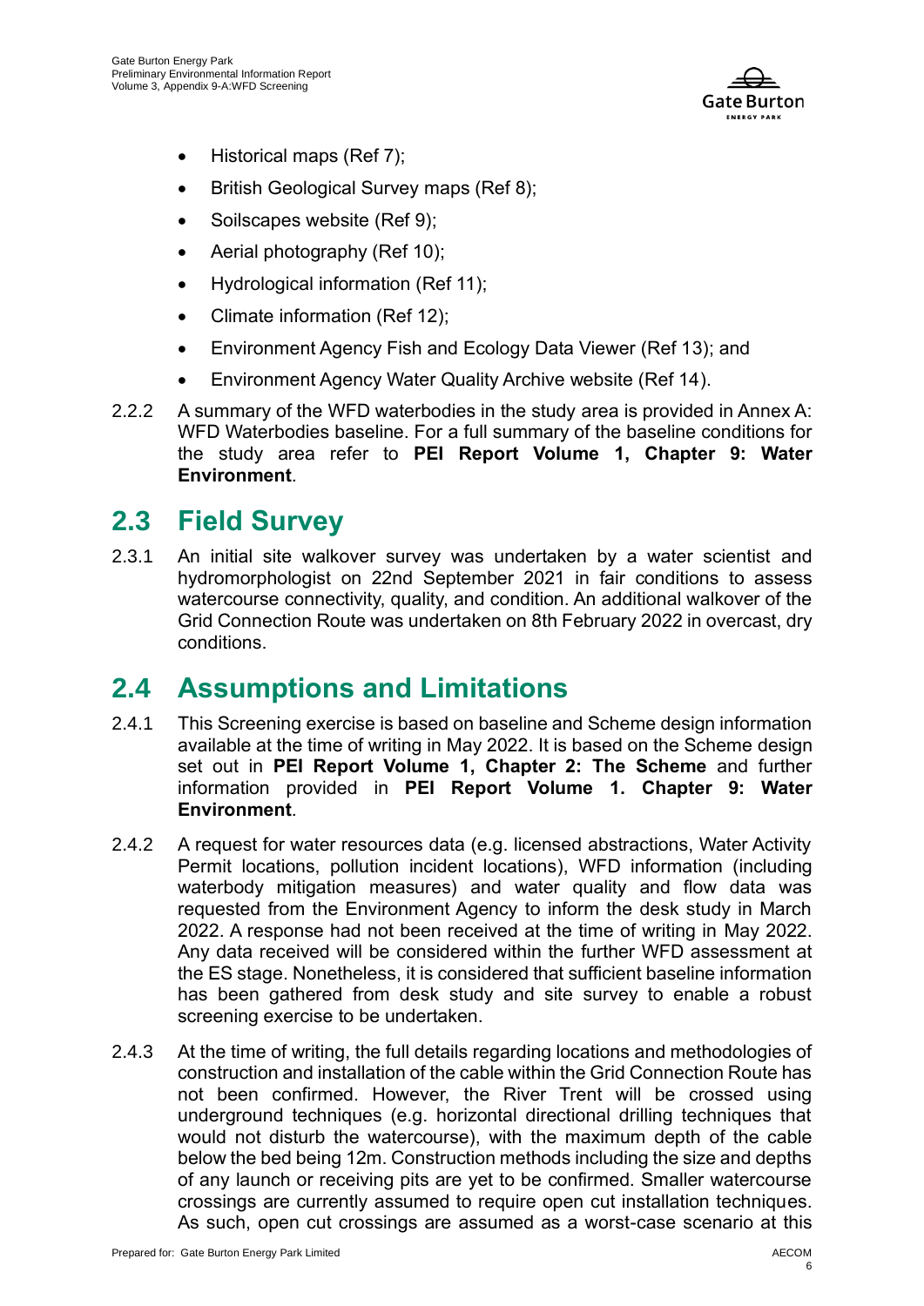- Historical maps (Ref 7);
- British Geological Survey maps (Ref 8);
- Soilscapes website (Ref 9);
- Aerial photography (Ref 10);
- Hydrological information (Ref 11);
- Climate information (Ref 12);
- Environment Agency Fish and Ecology Data Viewer (Ref 13); and
- Environment Agency Water Quality Archive website (Ref 14).

2.2.2 A summary of the WFD waterbodies in the study area is provided in Annex A: WFD Waterbodies baseline. For a full summary of the baseline conditions for the study area refer to **PEI Report Volume 1, Chapter 9: Water Environment**.

## 2.3 Field Survey

2.3.1 An initial site walkover survey was undertaken by a water scientist and hydromorphologist on 22nd September 2021 in fair conditions to assess watercourse connectivity, quality, and condition. An additional walkover of the Grid Connection Route was undertaken on 8th February 2022 in overcast, dry conditions.

## 2.4 Assumptions and Limitations

2.4.1 This Screening exercise is based on baseline and Scheme design information available at the time of writing in May 2022. It is based on the Scheme design set out in **PEI Report Volume 1, Chapter 2: The Scheme** and further information provided in **PEI Report Volume 1. Chapter 9: Water Environment**.

2.4.2 A request for water resources data (e.g. licensed abstractions, Water Activity Permit locations, pollution incident locations), WFD information (including waterbody mitigation measures) and water quality and flow data was requested from the Environment Agency to inform the desk study in March 2022. A response had not been received at the time of writing in May 2022. Any data received will be considered within the further WFD assessment at the ES stage. Nonetheless, it is considered that sufficient baseline information has been gathered from desk study and site survey to enable a robust screening exercise to be undertaken.

2.4.3 At the time of writing, the full details regarding locations and methodologies of construction and installation of the cable within the Grid Connection Route has not been confirmed. However, the River Trent will be crossed using underground techniques (e.g. horizontal directional drilling techniques that would not disturb the watercourse), with the maximum depth of the cable below the bed being 12m. Construction methods including the size and depths of any launch or receiving pits are yet to be confirmed. Smaller watercourse crossings are currently assumed to require open cut installation techniques. As such, open cut crossings are assumed as a worst-case scenario at this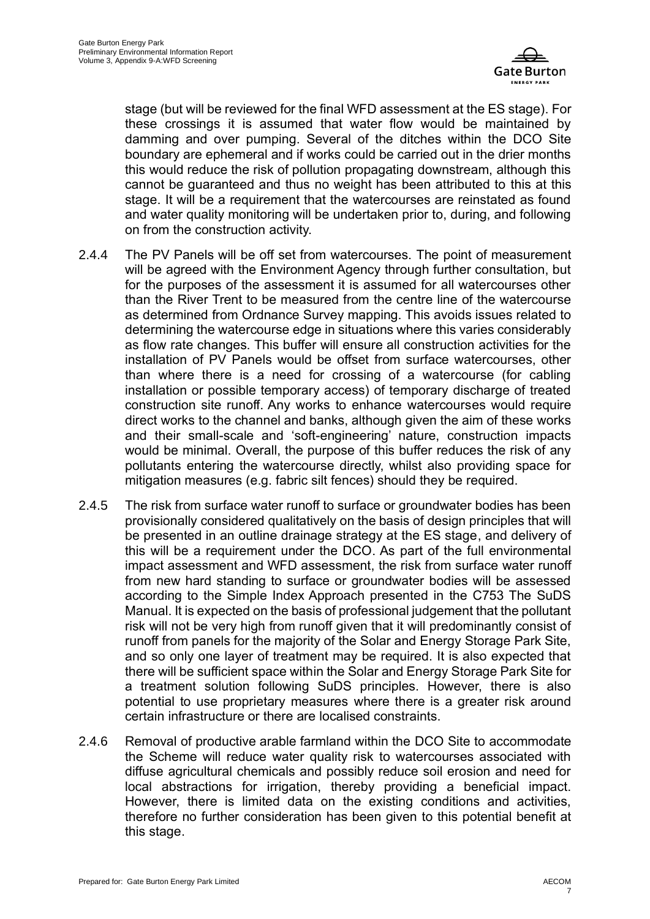stage (but will be reviewed for the final WFD assessment at the ES stage). For these crossings it is assumed that water flow would be maintained by damming and over pumping. Several of the ditches within the DCO Site boundary are ephemeral and if works could be carried out in the drier months this would reduce the risk of pollution propagating downstream, although this cannot be guaranteed and thus no weight has been attributed to this at this stage. It will be a requirement that the watercourses are reinstated as found and water quality monitoring will be undertaken prior to, during, and following on from the construction activity.

2.4.4 The PV Panels will be off set from watercourses. The point of measurement will be agreed with the Environment Agency through further consultation, but for the purposes of the assessment it is assumed for all watercourses other than the River Trent to be measured from the centre line of the watercourse as determined from Ordnance Survey mapping. This avoids issues related to determining the watercourse edge in situations where this varies considerably as flow rate changes. This buffer will ensure all construction activities for the installation of PV Panels would be offset from surface watercourses, other than where there is a need for crossing of a watercourse (for cabling installation or possible temporary access) of temporary discharge of treated construction site runoff. Any works to enhance watercourses would require direct works to the channel and banks, although given the aim of these works and their small-scale and 'soft-engineering' nature, construction impacts would be minimal. Overall, the purpose of this buffer reduces the risk of any pollutants entering the watercourse directly, whilst also providing space for mitigation measures (e.g. fabric silt fences) should they be required.

2.4.5 The risk from surface water runoff to surface or groundwater bodies has been provisionally considered qualitatively on the basis of design principles that will be presented in an outline drainage strategy at the ES stage, and delivery of this will be a requirement under the DCO. As part of the full environmental impact assessment and WFD assessment, the risk from surface water runoff from new hard standing to surface or groundwater bodies will be assessed according to the Simple Index Approach presented in the C753 The SuDS Manual. It is expected on the basis of professional judgement that the pollutant risk will not be very high from runoff given that it will predominantly consist of runoff from panels for the majority of the Solar and Energy Storage Park Site, and so only one layer of treatment may be required. It is also expected that there will be sufficient space within the Solar and Energy Storage Park Site for a treatment solution following SuDS principles. However, there is also potential to use proprietary measures where there is a greater risk around certain infrastructure or there are localised constraints.

2.4.6 Removal of productive arable farmland within the DCO Site to accommodate the Scheme will reduce water quality risk to watercourses associated with diffuse agricultural chemicals and possibly reduce soil erosion and need for local abstractions for irrigation, thereby providing a beneficial impact. However, there is limited data on the existing conditions and activities, therefore no further consideration has been given to this potential benefit at this stage.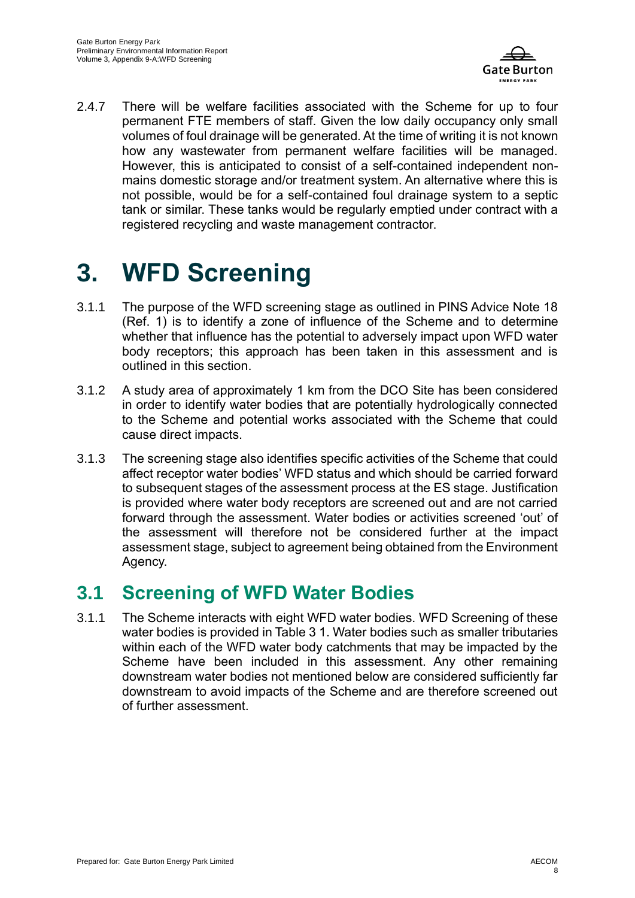2.4.7 There will be welfare facilities associated with the Scheme for up to four permanent FTE members of staff. Given the low daily occupancy only small volumes of foul drainage will be generated. At the time of writing it is not known how any wastewater from permanent welfare facilities will be managed. However, this is anticipated to consist of a self-contained independent non-mains domestic storage and/or treatment system. An alternative where this is not possible, would be for a self-contained foul drainage system to a septic tank or similar. These tanks would be regularly emptied under contract with a registered recycling and waste management contractor.

# 3. WFD Screening

3.1.1 The purpose of the WFD screening stage as outlined in PINS Advice Note 18 (Ref. 1) is to identify a zone of influence of the Scheme and to determine whether that influence has the potential to adversely impact upon WFD water body receptors; this approach has been taken in this assessment and is outlined in this section.

3.1.2 A study area of approximately 1 km from the DCO Site has been considered in order to identify water bodies that are potentially hydrologically connected to the Scheme and potential works associated with the Scheme that could cause direct impacts.

3.1.3 The screening stage also identifies specific activities of the Scheme that could affect receptor water bodies' WFD status and which should be carried forward to subsequent stages of the assessment process at the ES stage. Justification is provided where water body receptors are screened out and are not carried forward through the assessment. Water bodies or activities screened 'out' of the assessment will therefore not be considered further at the impact assessment stage, subject to agreement being obtained from the Environment Agency.

## 3.1 Screening of WFD Water Bodies

3.1.1 The Scheme interacts with eight WFD water bodies. WFD Screening of these water bodies is provided in Table 3 1. Water bodies such as smaller tributaries within each of the WFD water body catchments that may be impacted by the Scheme have been included in this assessment. Any other remaining downstream water bodies not mentioned below are considered sufficiently far downstream to avoid impacts of the Scheme and are therefore screened out of further assessment.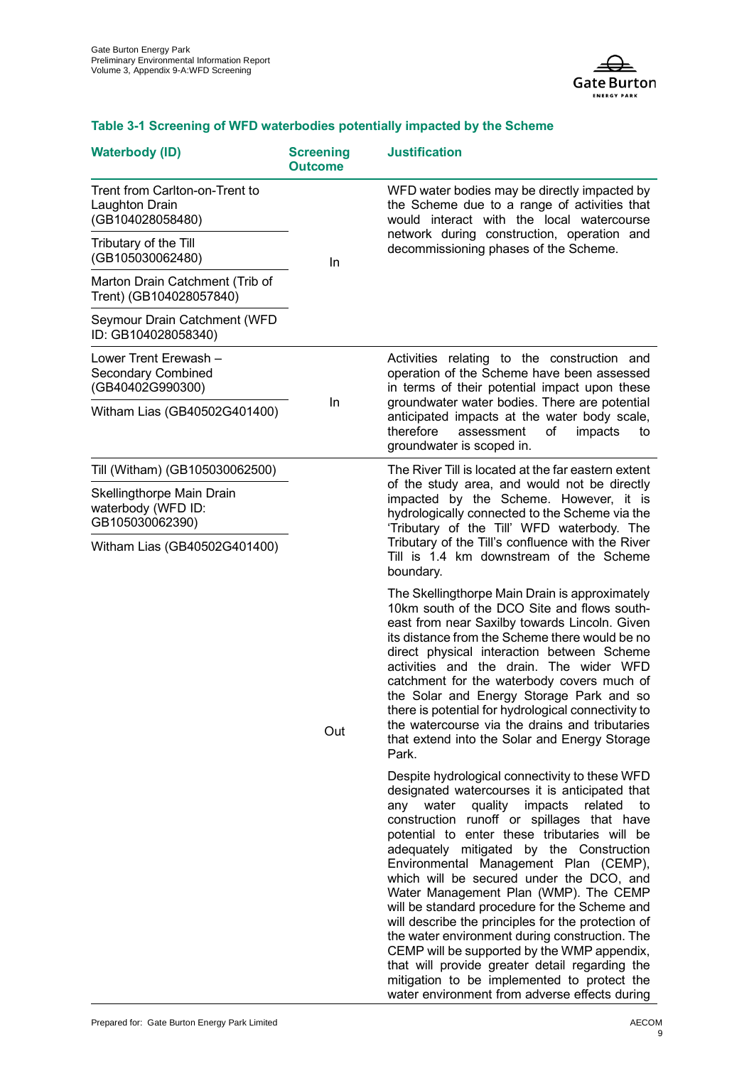### Table 3-1 Screening of WFD waterbodies potentially impacted by the Scheme

| Waterbody (ID) | Screening Outcome | Justification |
|---|---|---|
| Trent from Carlton-on-Trent to Laughton Drain (GB104028058480)<br>Tributary of the Till (GB105030062480)<br>Marton Drain Catchment (Trib of Trent) (GB104028057840)<br>Seymour Drain Catchment (WFD ID: GB104028058340) | In | WFD water bodies may be directly impacted by the Scheme due to a range of activities that would interact with the local watercourse network during construction, operation and decommissioning phases of the Scheme. |
| Lower Trent Erewash – Secondary Combined (GB40402G990300)<br>Witham Lias (GB40502G401400) | In | Activities relating to the construction and operation of the Scheme have been assessed in terms of their potential impact upon these groundwater water bodies. There are potential anticipated impacts at the water body scale, therefore assessment of impacts to groundwater is scoped in. |
| Till (Witham) (GB105030062500)<br>Skellingthorpe Main Drain waterbody (WFD ID: GB105030062390)<br>Witham Lias (GB40502G401400) | Out | The River Till is located at the far eastern extent of the study area, and would not be directly impacted by the Scheme. However, it is hydrologically connected to the Scheme via the 'Tributary of the Till' WFD waterbody. The Tributary of the Till's confluence with the River Till is 1.4 km downstream of the Scheme boundary.<br><br>The Skellingthorpe Main Drain is approximately 10km south of the DCO Site and flows south-east from near Saxilby towards Lincoln. Given its distance from the Scheme there would be no direct physical interaction between Scheme activities and the drain. The wider WFD catchment for the waterbody covers much of the Solar and Energy Storage Park and so there is potential for hydrological connectivity to the watercourse via the drains and tributaries that extend into the Solar and Energy Storage Park.<br><br>Despite hydrological connectivity to these WFD designated watercourses it is anticipated that any water quality impacts related to construction runoff or spillages that have potential to enter these tributaries will be adequately mitigated by the Construction Environmental Management Plan (CEMP), which will be secured under the DCO, and Water Management Plan (WMP). The CEMP will be standard procedure for the Scheme and will describe the principles for the protection of the water environment during construction. The CEMP will be supported by the WMP appendix, that will provide greater detail regarding the mitigation to be implemented to protect the water environment from adverse effects during |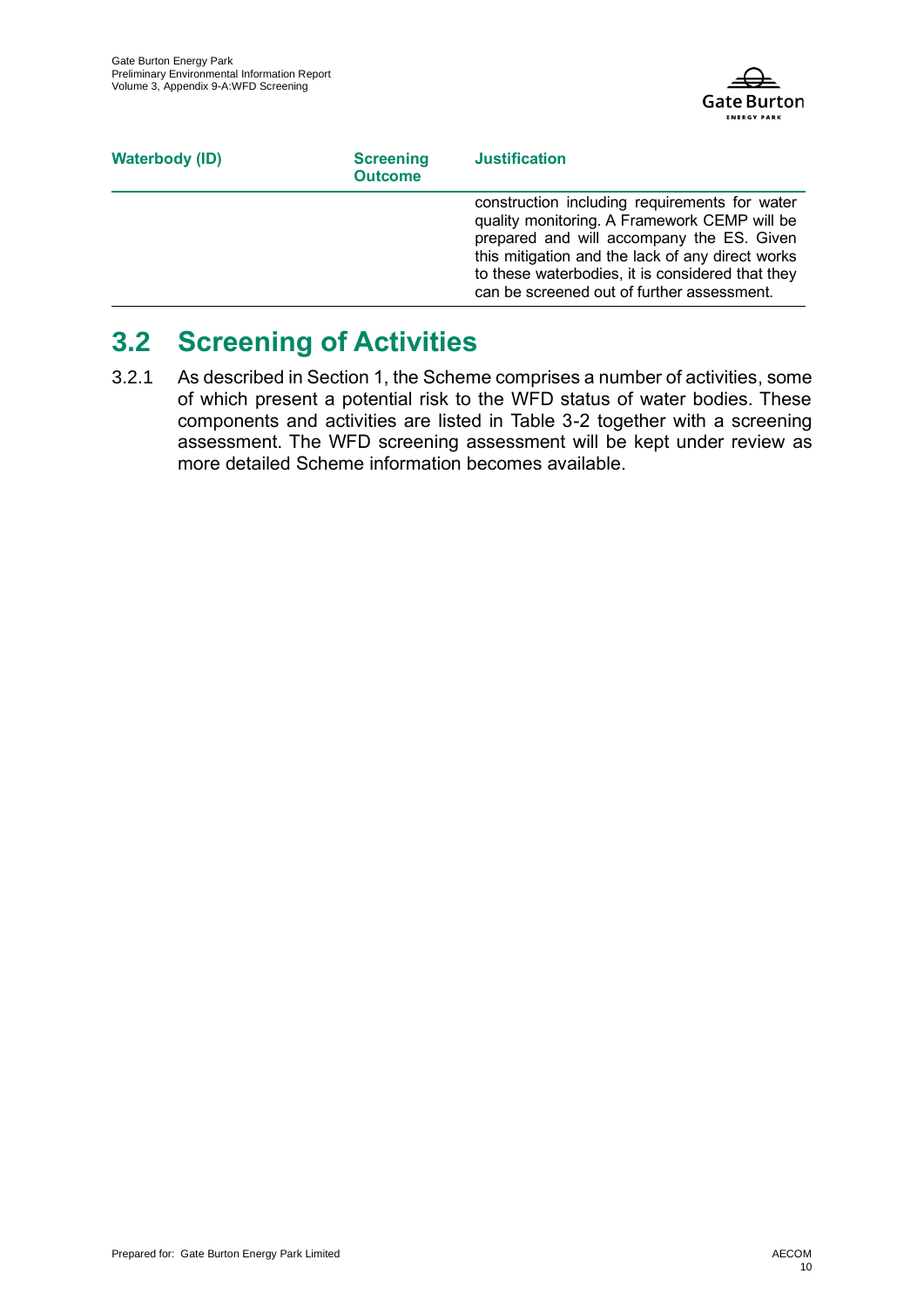| Waterbody (ID) | Screening Outcome | Justification |
| --- | --- | --- |
| | | construction including requirements for water quality monitoring. A Framework CEMP will be prepared and will accompany the ES. Given this mitigation and the lack of any direct works to these waterbodies, it is considered that they can be screened out of further assessment. |

## 3.2 Screening of Activities

3.2.1 As described in Section 1, the Scheme comprises a number of activities, some of which present a potential risk to the WFD status of water bodies. These components and activities are listed in Table 3-2 together with a screening assessment. The WFD screening assessment will be kept under review as more detailed Scheme information becomes available.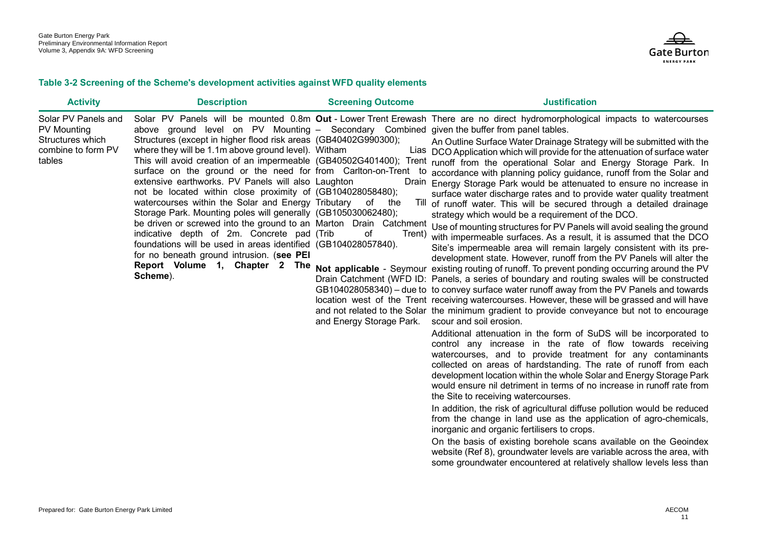**Table 3-2 Screening of the Scheme's development activities against WFD quality elements**

| Activity | Description | Screening Outcome | Justification |
|---|---|---|---|
| Solar PV Panels and PV Mounting Structures which combine to form PV tables | Solar PV Panels will be mounted 0.8m above ground level on PV Mounting Structures (except in higher flood risk areas where they will be 1.1m above ground level). This will avoid creation of an impermeable surface on the ground or the need for extensive earthworks. PV Panels will also not be located within close proximity of watercourses within the Solar and Energy Storage Park. Mounting poles will generally be driven or screwed into the ground to an indicative depth of 2m. Concrete pad foundations will be used in areas identified for no beneath ground intrusion. (**see PEI Report Volume 1, Chapter 2 The Scheme**). | **Out** - Lower Trent Erewash – Secondary Combined (GB40402G990300); Witham Lias (GB40502G401400); Trent from Carlton-on-Trent to Laughton Drain (GB104028058480); Tributary of the Till (GB105030062480); Marton Drain Catchment (Trib of Trent) (GB104028057840).<br><br>**Not applicable** - Seymour Drain Catchment (WFD ID: GB104028058340) – due to location west of the Trent and not related to the Solar and Energy Storage Park. | There are no direct hydromorphological impacts to watercourses given the buffer from panel tables.<br><br>An Outline Surface Water Drainage Strategy will be submitted with the DCO Application which will provide for the attenuation of surface water runoff from the operational Solar and Energy Storage Park. In accordance with planning policy guidance, runoff from the Solar and Energy Storage Park would be attenuated to ensure no increase in surface water discharge rates and to provide water quality treatment of runoff water. This will be secured through a detailed drainage strategy which would be a requirement of the DCO.<br><br>Use of mounting structures for PV Panels will avoid sealing the ground with impermeable surfaces. As a result, it is assumed that the DCO Site's impermeable area will remain largely consistent with its pre-development state. However, runoff from the PV Panels will alter the existing routing of runoff. To prevent ponding occurring around the PV Panels, a series of boundary and routing swales will be constructed to convey surface water runoff away from the PV Panels and towards receiving watercourses. However, these will be grassed and will have the minimum gradient to provide conveyance but not to encourage scour and soil erosion.<br><br>Additional attenuation in the form of SuDS will be incorporated to control any increase in the rate of flow towards receiving watercourses, and to provide treatment for any contaminants collected on areas of hardstanding. The rate of runoff from each development location within the whole Solar and Energy Storage Park would ensure nil detriment in terms of no increase in runoff rate from the Site to receiving watercourses.<br><br>In addition, the risk of agricultural diffuse pollution would be reduced from the change in land use as the application of agro-chemicals, inorganic and organic fertilisers to crops.<br><br>On the basis of existing borehole scans available on the Geoindex website (Ref 8), groundwater levels are variable across the area, with some groundwater encountered at relatively shallow levels less than |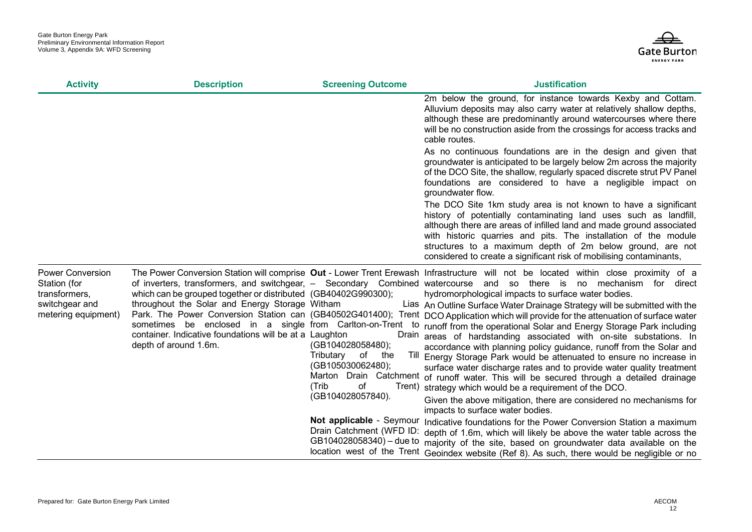| Activity | Description | Screening Outcome | Justification |
|---|---|---|---|
| | | | 2m below the ground, for instance towards Kexby and Cottam. Alluvium deposits may also carry water at relatively shallow depths, although these are predominantly around watercourses where there will be no construction aside from the crossings for access tracks and cable routes.<br><br>As no continuous foundations are in the design and given that groundwater is anticipated to be largely below 2m across the majority of the DCO Site, the shallow, regularly spaced discrete strut PV Panel foundations are considered to have a negligible impact on groundwater flow.<br><br>The DCO Site 1km study area is not known to have a significant history of potentially contaminating land uses such as landfill, although there are areas of infilled land and made ground associated with historic quarries and pits. The installation of the module structures to a maximum depth of 2m below ground, are not considered to create a significant risk of mobilising contaminants, |
| Power Conversion Station (for transformers, switchgear and metering equipment) | The Power Conversion Station will comprise of inverters, transformers, and switchgear, which can be grouped together or distributed throughout the Solar and Energy Storage Park. The Power Conversion Station can sometimes be enclosed in a single container. Indicative foundations will be at a depth of around 1.6m. | **Out** - Lower Trent Erewash – Secondary Combined (GB40402G990300); Witham Lias (GB40502G401400); Trent from Carlton-on-Trent to Laughton Drain (GB104028058480); Tributary of the Till (GB105030062480); Marton Drain Catchment (Trib of Trent) (GB104028057840). | Infrastructure will not be located within close proximity of a watercourse and so there is no mechanism for direct hydromorphological impacts to surface water bodies.<br><br>An Outline Surface Water Drainage Strategy will be submitted with the DCO Application which will provide for the attenuation of surface water runoff from the operational Solar and Energy Storage Park including areas of hardstanding associated with on-site substations. In accordance with planning policy guidance, runoff from the Solar and Energy Storage Park would be attenuated to ensure no increase in surface water discharge rates and to provide water quality treatment of runoff water. This will be secured through a detailed drainage strategy which would be a requirement of the DCO.<br><br>Given the above mitigation, there are considered no mechanisms for impacts to surface water bodies. |
| | | **Not applicable** - Seymour Drain Catchment (WFD ID: GB104028058340) – due to location west of the Trent | Indicative foundations for the Power Conversion Station a maximum depth of 1.6m, which will likely be above the water table across the majority of the site, based on groundwater data available on the Geoindex website (Ref 8). As such, there would be negligible or no |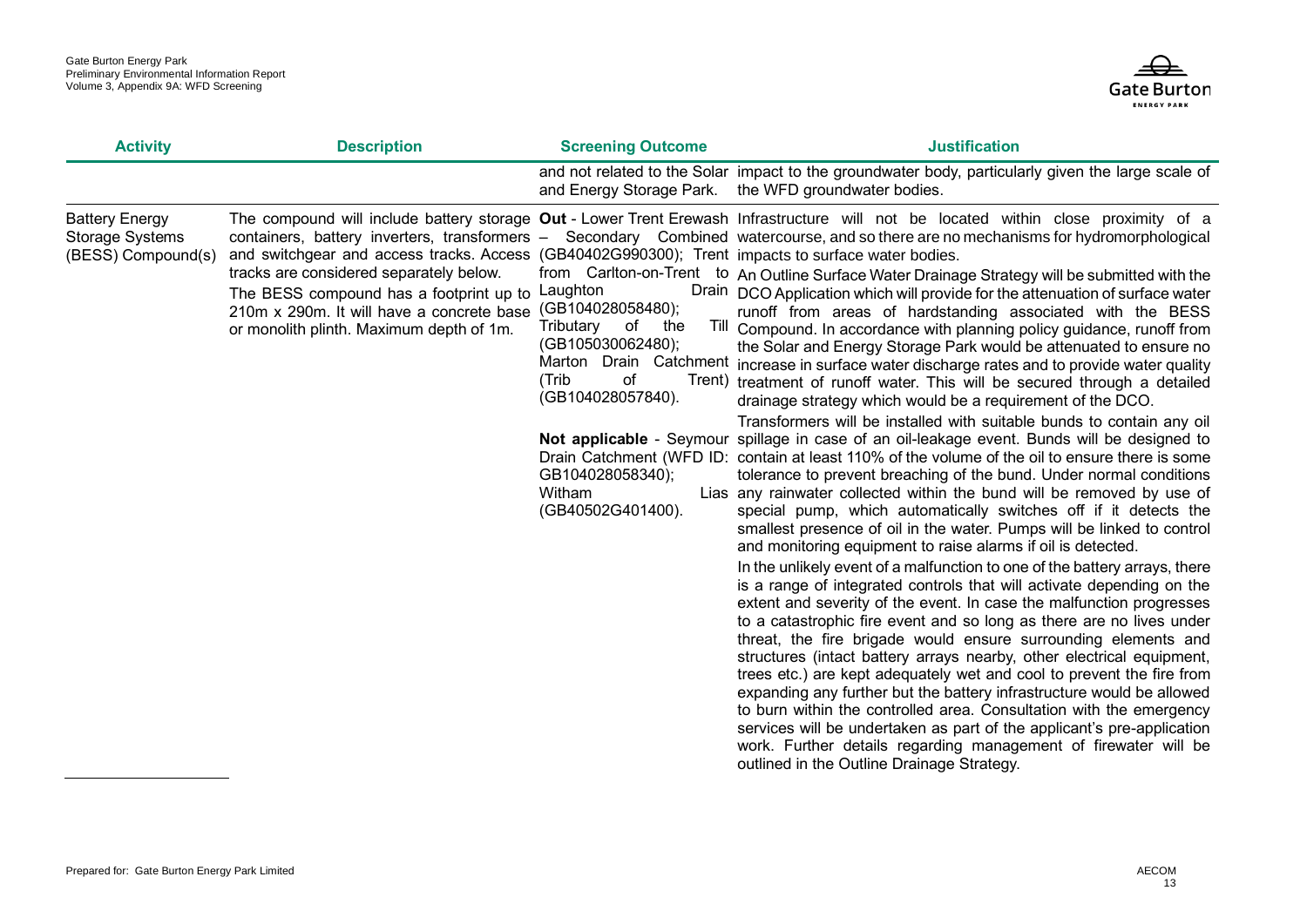| Activity | Description | Screening Outcome | Justification |
|---|---|---|---|
| | | and not related to the Solar and Energy Storage Park. | impact to the groundwater body, particularly given the large scale of the WFD groundwater bodies. |
| Battery Energy Storage Systems (BESS) Compound(s) | The compound will include battery storage containers, battery inverters, transformers and switchgear and access tracks. Access tracks are considered separately below.<br><br>The BESS compound has a footprint up to 210m x 290m. It will have a concrete base or monolith plinth. Maximum depth of 1m. | **Out** - Lower Trent Erewash – Secondary Combined (GB40402G990300); Trent from Carlton-on-Trent to Laughton Drain (GB104028058480); Tributary of the Till (GB105030062480); Marton Drain Catchment (Trib of Trent) (GB104028057840).<br><br>**Not applicable** - Seymour Drain Catchment (WFD ID: GB104028058340); Witham Lias (GB40502G401400). | Infrastructure will not be located within close proximity of a watercourse, and so there are no mechanisms for hydromorphological impacts to surface water bodies.<br><br>An Outline Surface Water Drainage Strategy will be submitted with the DCO Application which will provide for the attenuation of surface water runoff from areas of hardstanding associated with the BESS Compound. In accordance with planning policy guidance, runoff from the Solar and Energy Storage Park would be attenuated to ensure no increase in surface water discharge rates and to provide water quality treatment of runoff water. This will be secured through a detailed drainage strategy which would be a requirement of the DCO.<br><br>Transformers will be installed with suitable bunds to contain any oil spillage in case of an oil-leakage event. Bunds will be designed to contain at least 110% of the volume of the oil to ensure there is some tolerance to prevent breaching of the bund. Under normal conditions any rainwater collected within the bund will be removed by use of special pump, which automatically switches off if it detects the smallest presence of oil in the water. Pumps will be linked to control and monitoring equipment to raise alarms if oil is detected.<br><br>In the unlikely event of a malfunction to one of the battery arrays, there is a range of integrated controls that will activate depending on the extent and severity of the event. In case the malfunction progresses to a catastrophic fire event and so long as there are no lives under threat, the fire brigade would ensure surrounding elements and structures (intact battery arrays nearby, other electrical equipment, trees etc.) are kept adequately wet and cool to prevent the fire from expanding any further but the battery infrastructure would be allowed to burn within the controlled area. Consultation with the emergency services will be undertaken as part of the applicant's pre-application work. Further details regarding management of firewater will be outlined in the Outline Drainage Strategy. |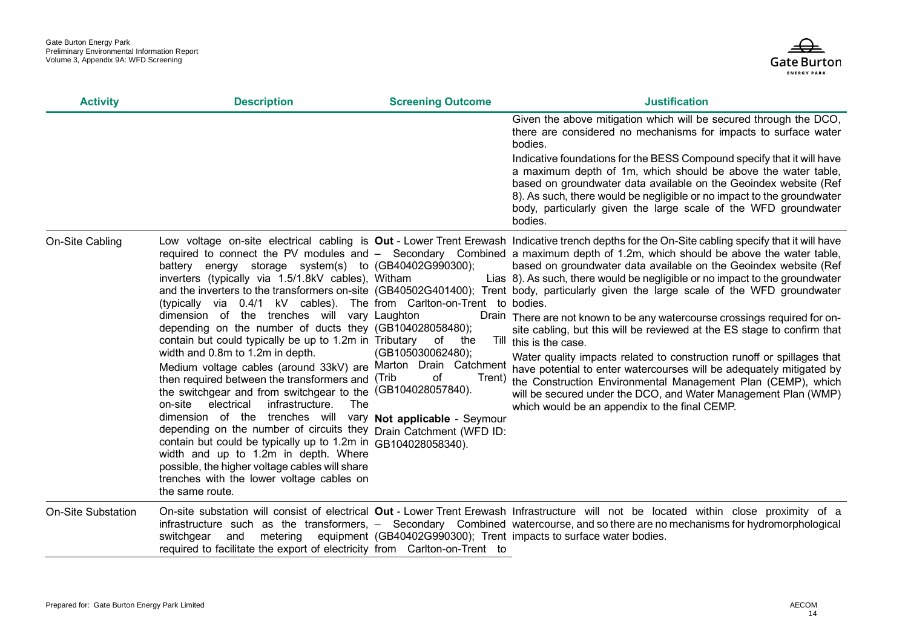| Activity | Description | Screening Outcome | Justification |
|---|---|---|---|
| | | | Given the above mitigation which will be secured through the DCO, there are considered no mechanisms for impacts to surface water bodies.<br><br>Indicative foundations for the BESS Compound specify that it will have a maximum depth of 1m, which should be above the water table, based on groundwater data available on the Geoindex website (Ref 8). As such, there would be negligible or no impact to the groundwater body, particularly given the large scale of the WFD groundwater bodies. |
| On-Site Cabling | Low voltage on-site electrical cabling is required to connect the PV modules and battery energy storage system(s) to inverters (typically via 1.5/1.8kV cables), and the inverters to the transformers on-site (typically via 0.4/1 kV cables). The dimension of the trenches will vary depending on the number of ducts they contain but could typically be up to 1.2m in width and 0.8m to 1.2m in depth.<br><br>Medium voltage cables (around 33kV) are then required between the transformers and the switchgear and from switchgear to the on-site electrical infrastructure. The dimension of the trenches will vary depending on the number of circuits they contain but could be typically up to 1.2m in width and up to 1.2m in depth. Where possible, the higher voltage cables will share trenches with the lower voltage cables on the same route. | **Out** - Lower Trent Erewash – Secondary Combined (GB40402G990300); Witham Lias (GB40502G401400); Trent from Carlton-on-Trent to Laughton Drain (GB104028058480); Tributary of the Till (GB105030062480); Marton Drain Catchment (Trib of Trent) (GB104028057840).<br><br>**Not applicable** - Seymour Drain Catchment (WFD ID: GB104028058340). | Indicative trench depths for the On-Site cabling specify that it will have a maximum depth of 1.2m, which should be above the water table, based on groundwater data available on the Geoindex website (Ref 8). As such, there would be negligible or no impact to the groundwater body, particularly given the large scale of the WFD groundwater bodies.<br><br>There are not known to be any watercourse crossings required for on-site cabling, but this will be reviewed at the ES stage to confirm that this is the case.<br><br>Water quality impacts related to construction runoff or spillages that have potential to enter watercourses will be adequately mitigated by the Construction Environmental Management Plan (CEMP), which will be secured under the DCO, and Water Management Plan (WMP) which would be an appendix to the final CEMP. |
| On-Site Substation | On-site substation will consist of electrical infrastructure such as the transformers, switchgear and metering equipment required to facilitate the export of electricity from | **Out** - Lower Trent Erewash – Secondary Combined (GB40402G990300); Trent from Carlton-on-Trent to | Infrastructure will not be located within close proximity of a watercourse, and so there are no mechanisms for hydromorphological impacts to surface water bodies. |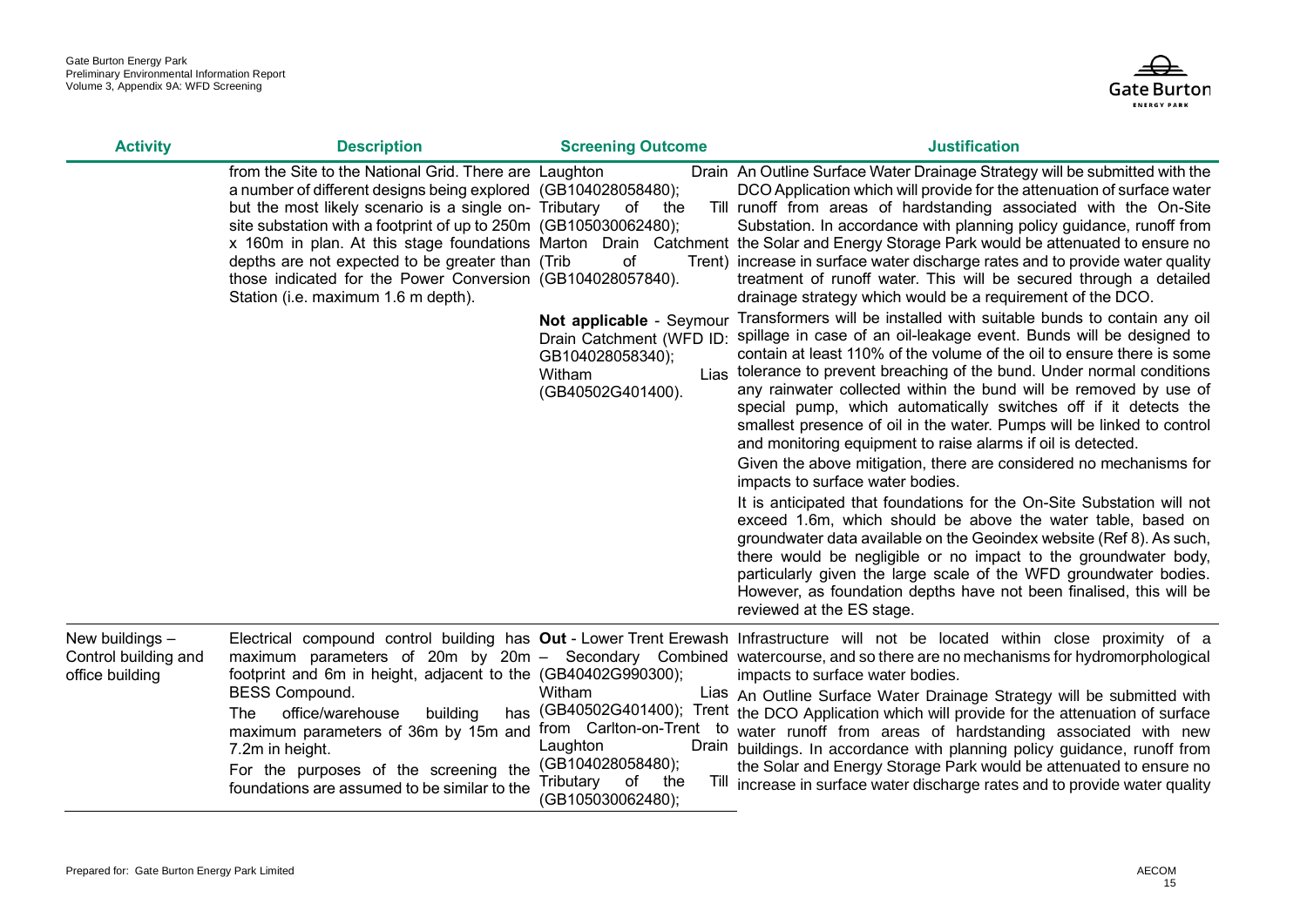| Activity | Description | Screening Outcome | Justification |
|---|---|---|---|
| | from the Site to the National Grid. There are a number of different designs being explored but the most likely scenario is a single on-site substation with a footprint of up to 250m x 160m in plan. At this stage foundations depths are not expected to be greater than those indicated for the Power Conversion Station (i.e. maximum 1.6 m depth). | Laughton Drain (GB104028058480); Tributary of the Till (GB105030062480); Marton Drain Catchment (Trib of Trent) (GB104028057840). | An Outline Surface Water Drainage Strategy will be submitted with the DCO Application which will provide for the attenuation of surface water runoff from areas of hardstanding associated with the On-Site Substation. In accordance with planning policy guidance, runoff from the Solar and Energy Storage Park would be attenuated to ensure no increase in surface water discharge rates and to provide water quality treatment of runoff water. This will be secured through a detailed drainage strategy which would be a requirement of the DCO. |
| | | **Not applicable** - Seymour Drain Catchment (WFD ID: GB104028058340); Witham Lias (GB40502G401400). | Transformers will be installed with suitable bunds to contain any oil spillage in case of an oil-leakage event. Bunds will be designed to contain at least 110% of the volume of the oil to ensure there is some tolerance to prevent breaching of the bund. Under normal conditions any rainwater collected within the bund will be removed by use of special pump, which automatically switches off if it detects the smallest presence of oil in the water. Pumps will be linked to control and monitoring equipment to raise alarms if oil is detected.<br><br>Given the above mitigation, there are considered no mechanisms for impacts to surface water bodies.<br><br>It is anticipated that foundations for the On-Site Substation will not exceed 1.6m, which should be above the water table, based on groundwater data available on the Geoindex website (Ref 8). As such, there would be negligible or no impact to the groundwater body, particularly given the large scale of the WFD groundwater bodies. However, as foundation depths have not been finalised, this will be reviewed at the ES stage. |
| New buildings – Control building and office building | Electrical compound control building has maximum parameters of 20m by 20m footprint and 6m in height, adjacent to the BESS Compound.<br><br>The office/warehouse building has maximum parameters of 36m by 15m and 7.2m in height.<br><br>For the purposes of the screening the foundations are assumed to be similar to the | **Out** - Lower Trent Erewash – Secondary Combined (GB40402G990300); Witham Lias (GB40502G401400); Trent from Carlton-on-Trent to Laughton Drain (GB104028058480); Tributary of the Till (GB105030062480); | Infrastructure will not be located within close proximity of a watercourse, and so there are no mechanisms for hydromorphological impacts to surface water bodies.<br><br>An Outline Surface Water Drainage Strategy will be submitted with the DCO Application which will provide for the attenuation of surface water runoff from areas of hardstanding associated with new buildings. In accordance with planning policy guidance, runoff from the Solar and Energy Storage Park would be attenuated to ensure no increase in surface water discharge rates and to provide water quality |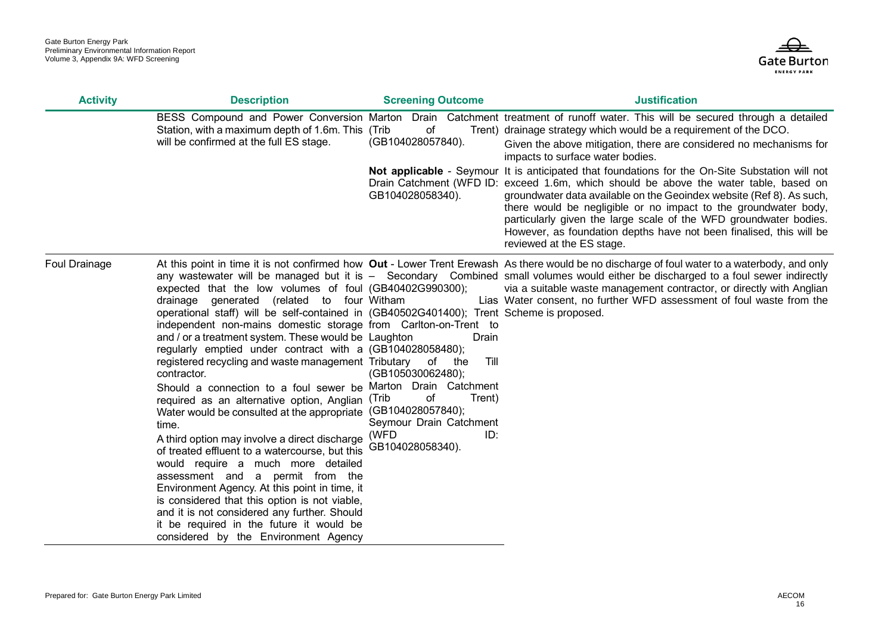| Activity | Description | Screening Outcome | Justification |
|---|---|---|---|
| | BESS Compound and Power Conversion Station, with a maximum depth of 1.6m. This will be confirmed at the full ES stage. | Marton Drain Catchment (Trib of Trent) (GB104028057840). | treatment of runoff water. This will be secured through a detailed drainage strategy which would be a requirement of the DCO.<br>Given the above mitigation, there are considered no mechanisms for impacts to surface water bodies. |
| | | **Not applicable** - Seymour Drain Catchment (WFD ID: GB104028058340). | It is anticipated that foundations for the On-Site Substation will not exceed 1.6m, which should be above the water table, based on groundwater data available on the Geoindex website (Ref 8). As such, there would be negligible or no impact to the groundwater body, particularly given the large scale of the WFD groundwater bodies. However, as foundation depths have not been finalised, this will be reviewed at the ES stage. |
| Foul Drainage | At this point in time it is not confirmed how any wastewater will be managed but it is expected that the low volumes of foul drainage generated (related to four operational staff) will be self-contained in independent non-mains domestic storage and / or a treatment system. These would be regularly emptied under contract with a registered recycling and waste management contractor.<br>Should a connection to a foul sewer be required as an alternative option, Anglian Water would be consulted at the appropriate time.<br>A third option may involve a direct discharge of treated effluent to a watercourse, but this would require a much more detailed assessment and a permit from the Environment Agency. At this point in time, it is considered that this option is not viable, and it is not considered any further. Should it be required in the future it would be considered by the Environment Agency | **Out** - Lower Trent Erewash – Secondary Combined (GB40402G990300); Witham Lias (GB40502G401400); Trent from Carlton-on-Trent to Laughton Drain (GB104028058480); Tributary of the Till (GB105030062480); Marton Drain Catchment (Trib of Trent) (GB104028057840); Seymour Drain Catchment (WFD ID: GB104028058340). | As there would be no discharge of foul water to a waterbody, and only small volumes would either be discharged to a foul sewer indirectly via a suitable waste management contractor, or directly with Anglian Water consent, no further WFD assessment of foul waste from the Scheme is proposed. |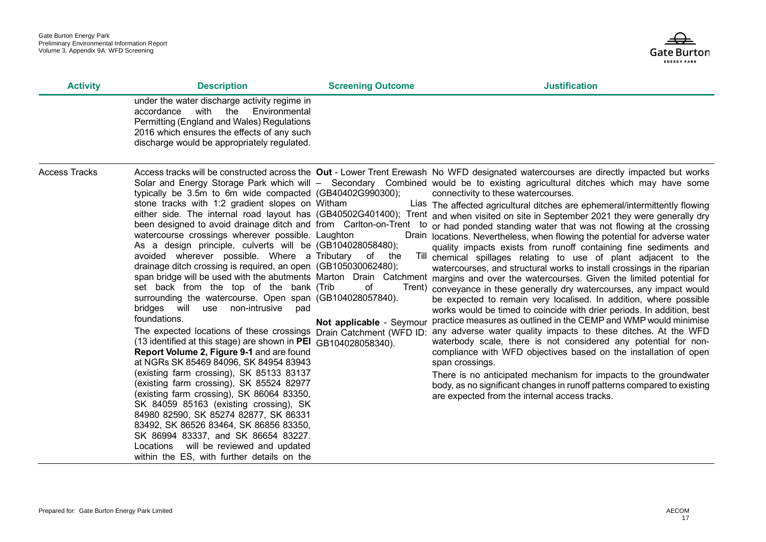| Activity | Description | Screening Outcome | Justification |
|---|---|---|---|
| | under the water discharge activity regime in accordance with the Environmental Permitting (England and Wales) Regulations 2016 which ensures the effects of any such discharge would be appropriately regulated. | | |
| Access Tracks | Access tracks will be constructed across the Solar and Energy Storage Park which will typically be 3.5m to 6m wide compacted stone tracks with 1:2 gradient slopes on either side. The internal road layout has been designed to avoid drainage ditch and watercourse crossings wherever possible. As a design principle, culverts will be avoided wherever possible. Where a drainage ditch crossing is required, an open span bridge will be used with the abutments set back from the top of the bank surrounding the watercourse. Open span bridges will use non-intrusive pad foundations.<br><br>The expected locations of these crossings (13 identified at this stage) are shown in **PEI Report Volume 2, Figure 9-1** and are found at NGRs SK 85469 84096, SK 84954 83943 (existing farm crossing), SK 85133 83137 (existing farm crossing), SK 85524 82977 (existing farm crossing), SK 86064 83350, SK 84059 85163 (existing crossing), SK 84980 82590, SK 85274 82877, SK 86331 83492, SK 86526 83464, SK 86856 83350, SK 86994 83337, and SK 86654 83227. Locations will be reviewed and updated within the ES, with further details on the | **Out** - Lower Trent Erewash – Secondary Combined (GB40402G990300); Witham Lias (GB40502G401400); Trent from Carlton-on-Trent to Laughton Drain (GB104028058480); Tributary of the Till (GB105030062480); Marton Drain Catchment (Trib of Trent) (GB104028057840).<br><br>**Not applicable** - Seymour Drain Catchment (WFD ID: GB104028058340). | No WFD designated watercourses are directly impacted but works would be to existing agricultural ditches which may have some connectivity to these watercourses.<br><br>The affected agricultural ditches are ephemeral/intermittently flowing and when visited on site in September 2021 they were generally dry or had ponded standing water that was not flowing at the crossing locations. Nevertheless, when flowing the potential for adverse water quality impacts exists from runoff containing fine sediments and chemical spillages relating to use of plant adjacent to the watercourses, and structural works to install crossings in the riparian margins and over the watercourses. Given the limited potential for conveyance in these generally dry watercourses, any impact would be expected to remain very localised. In addition, where possible works would be timed to coincide with drier periods. In addition, best practice measures as outlined in the CEMP and WMP would minimise any adverse water quality impacts to these ditches. At the WFD waterbody scale, there is not considered any potential for non-compliance with WFD objectives based on the installation of open span crossings.<br><br>There is no anticipated mechanism for impacts to the groundwater body, as no significant changes in runoff patterns compared to existing are expected from the internal access tracks. |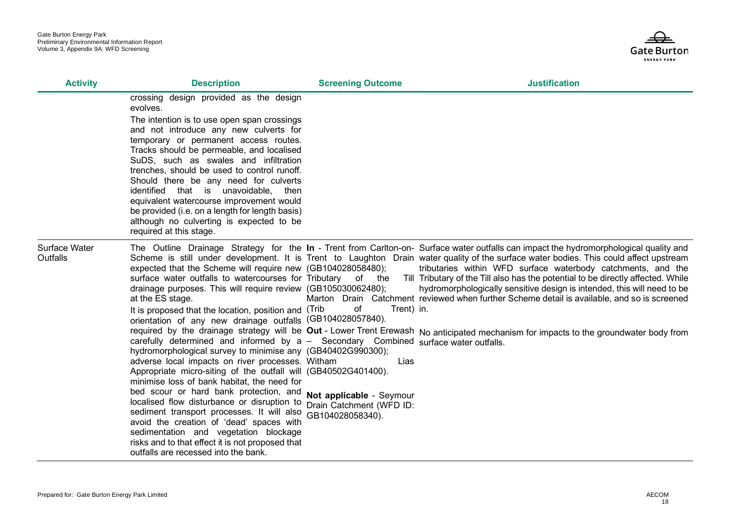| Activity | Description | Screening Outcome | Justification |
|---|---|---|---|
| | crossing design provided as the design evolves.<br><br>The intention is to use open span crossings and not introduce any new culverts for temporary or permanent access routes. Tracks should be permeable, and localised SuDS, such as swales and infiltration trenches, should be used to control runoff. Should there be any need for culverts identified that is unavoidable, then equivalent watercourse improvement would be provided (i.e. on a length for length basis) although no culverting is expected to be required at this stage. | | |
| Surface Water Outfalls | The Outline Drainage Strategy for the Scheme is still under development. It is expected that the Scheme will require new surface water outfalls to watercourses for drainage purposes. This will require review at the ES stage.<br><br>It is proposed that the location, position and orientation of any new drainage outfalls required by the drainage strategy will be carefully determined and informed by a hydromorphological survey to minimise any adverse local impacts on river processes. Appropriate micro-siting of the outfall will minimise loss of bank habitat, the need for bed scour or hard bank protection, and localised flow disturbance or disruption to sediment transport processes. It will also avoid the creation of 'dead' spaces with sedimentation and vegetation blockage risks and to that effect it is not proposed that outfalls are recessed into the bank. | **In** - Trent from Carlton-on-Trent to Laughton Drain (GB104028058480); Tributary of the Till (GB105030062480); Marton Drain Catchment (Trib of Trent) (GB104028057840).<br><br>**Out** - Lower Trent Erewash – Secondary Combined (GB40402G990300); Witham Lias (GB40502G401400).<br><br>**Not applicable** - Seymour Drain Catchment (WFD ID: GB104028058340). | Surface water outfalls can impact the hydromorphological quality and water quality of the surface water bodies. This could affect upstream tributaries within WFD surface waterbody catchments, and the Tributary of the Till also has the potential to be directly affected. While hydromorphologically sensitive design is intended, this will need to be reviewed when further Scheme detail is available, and so is screened in.<br><br>No anticipated mechanism for impacts to the groundwater body from surface water outfalls. |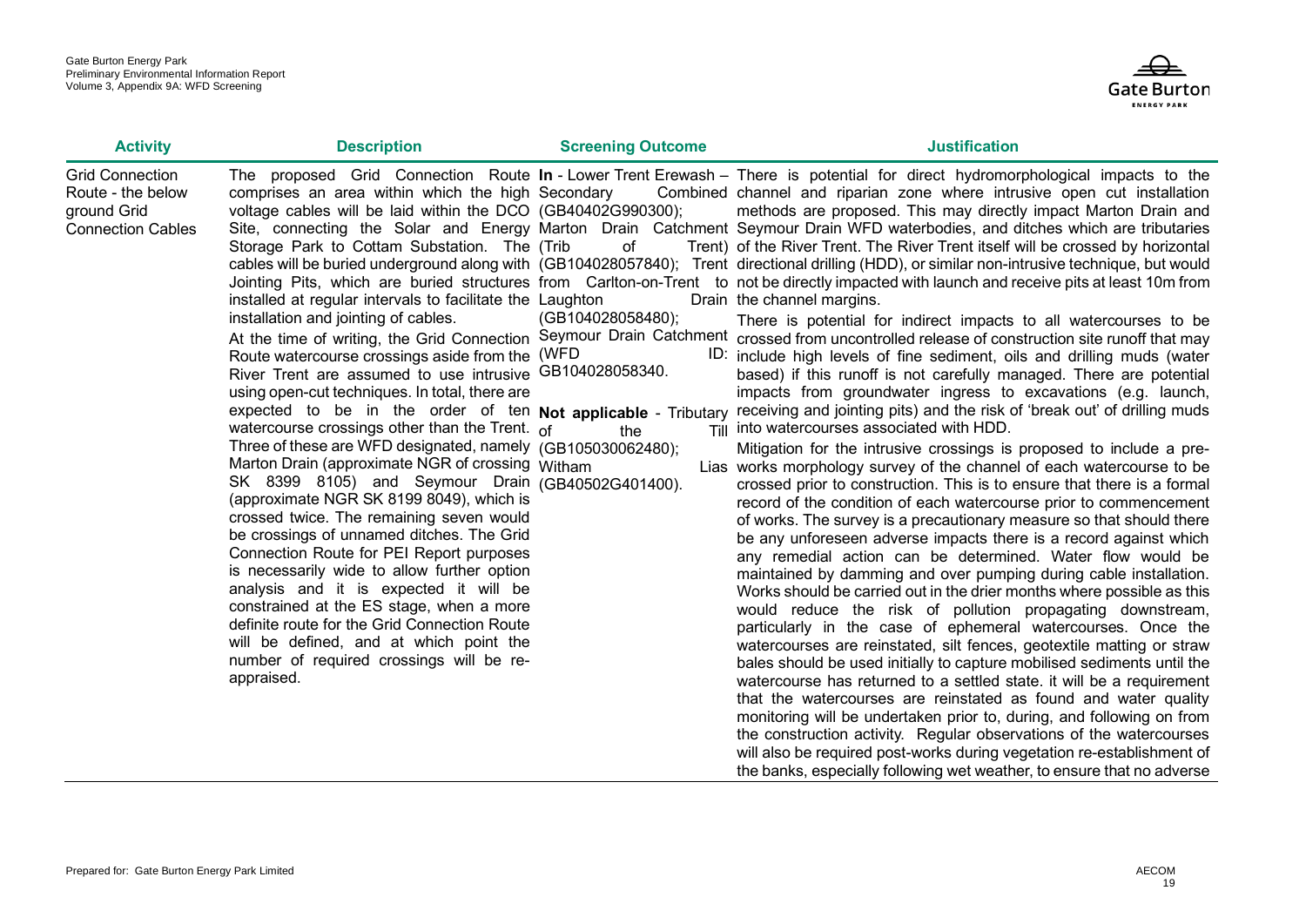| Activity | Description | Screening Outcome | Justification |
|---|---|---|---|
| Grid Connection Route - the below ground Grid Connection Cables | The proposed Grid Connection Route comprises an area within which the high voltage cables will be laid within the DCO Site, connecting the Solar and Energy Storage Park to Cottam Substation. The cables will be buried underground along with Jointing Pits, which are buried structures installed at regular intervals to facilitate the installation and jointing of cables.<br><br>At the time of writing, the Grid Connection Route watercourse crossings aside from the River Trent are assumed to use intrusive using open-cut techniques. In total, there are expected to be in the order of ten watercourse crossings other than the Trent. Three of these are WFD designated, namely Marton Drain (approximate NGR of crossing SK 8399 8105) and Seymour Drain (approximate NGR SK 8199 8049), which is crossed twice. The remaining seven would be crossings of unnamed ditches. The Grid Connection Route for PEI Report purposes is necessarily wide to allow further option analysis and it is expected it will be constrained at the ES stage, when a more definite route for the Grid Connection Route will be defined, and at which point the number of required crossings will be re-appraised. | **In** - Lower Trent Erewash – Secondary Combined (GB40402G990300); Marton Drain Catchment (Trib of Trent) (GB104028057840); Trent from Carlton-on-Trent to Laughton Drain (GB104028058480); Seymour Drain Catchment (WFD ID: GB104028058340.<br><br>**Not applicable** - Tributary of the Till (GB105030062480); Witham Lias (GB40502G401400). | There is potential for direct hydromorphological impacts to the channel and riparian zone where intrusive open cut installation methods are proposed. This may directly impact Marton Drain and Seymour Drain WFD waterbodies, and ditches which are tributaries of the River Trent. The River Trent itself will be crossed by horizontal directional drilling (HDD), or similar non-intrusive technique, but would not be directly impacted with launch and receive pits at least 10m from the channel margins.<br><br>There is potential for indirect impacts to all watercourses to be crossed from uncontrolled release of construction site runoff that may include high levels of fine sediment, oils and drilling muds (water based) if this runoff is not carefully managed. There are potential impacts from groundwater ingress to excavations (e.g. launch, receiving and jointing pits) and the risk of 'break out' of drilling muds into watercourses associated with HDD.<br><br>Mitigation for the intrusive crossings is proposed to include a pre-works morphology survey of the channel of each watercourse to be crossed prior to construction. This is to ensure that there is a formal record of the condition of each watercourse prior to commencement of works. The survey is a precautionary measure so that should there be any unforeseen adverse impacts there is a record against which any remedial action can be determined. Water flow would be maintained by damming and over pumping during cable installation. Works should be carried out in the drier months where possible as this would reduce the risk of pollution propagating downstream, particularly in the case of ephemeral watercourses. Once the watercourses are reinstated, silt fences, geotextile matting or straw bales should be used initially to capture mobilised sediments until the watercourse has returned to a settled state. it will be a requirement that the watercourses are reinstated as found and water quality monitoring will be undertaken prior to, during, and following on from the construction activity. Regular observations of the watercourses will also be required post-works during vegetation re-establishment of the banks, especially following wet weather, to ensure that no adverse |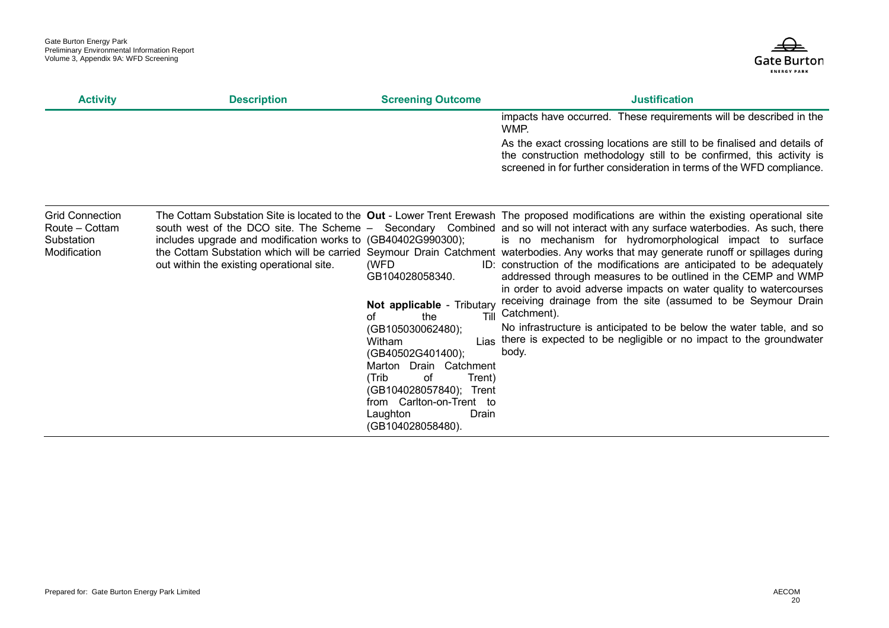| Activity | Description | Screening Outcome | Justification |
|---|---|---|---|
| | | | impacts have occurred. These requirements will be described in the WMP.<br><br>As the exact crossing locations are still to be finalised and details of the construction methodology still to be confirmed, this activity is screened in for further consideration in terms of the WFD compliance. |
| Grid Connection Route – Cottam Substation Modification | The Cottam Substation Site is located to the south west of the DCO site. The Scheme includes upgrade and modification works to the Cottam Substation which will be carried out within the existing operational site. | **Out** - Lower Trent Erewash – Secondary Combined (GB40402G990300); Seymour Drain Catchment (WFD ID: GB104028058340.<br><br>**Not applicable** - Tributary of the Till (GB105030062480); Witham Lias (GB40502G401400); Marton Drain Catchment (Trib of Trent) (GB104028057840); Trent from Carlton-on-Trent to Laughton Drain (GB104028058480). | The proposed modifications are within the existing operational site and so will not interact with any surface waterbodies. As such, there is no mechanism for hydromorphological impact to surface waterbodies. Any works that may generate runoff or spillages during construction of the modifications are anticipated to be adequately addressed through measures to be outlined in the CEMP and WMP in order to avoid adverse impacts on water quality to watercourses receiving drainage from the site (assumed to be Seymour Drain Catchment).<br><br>No infrastructure is anticipated to be below the water table, and so there is expected to be negligible or no impact to the groundwater body. |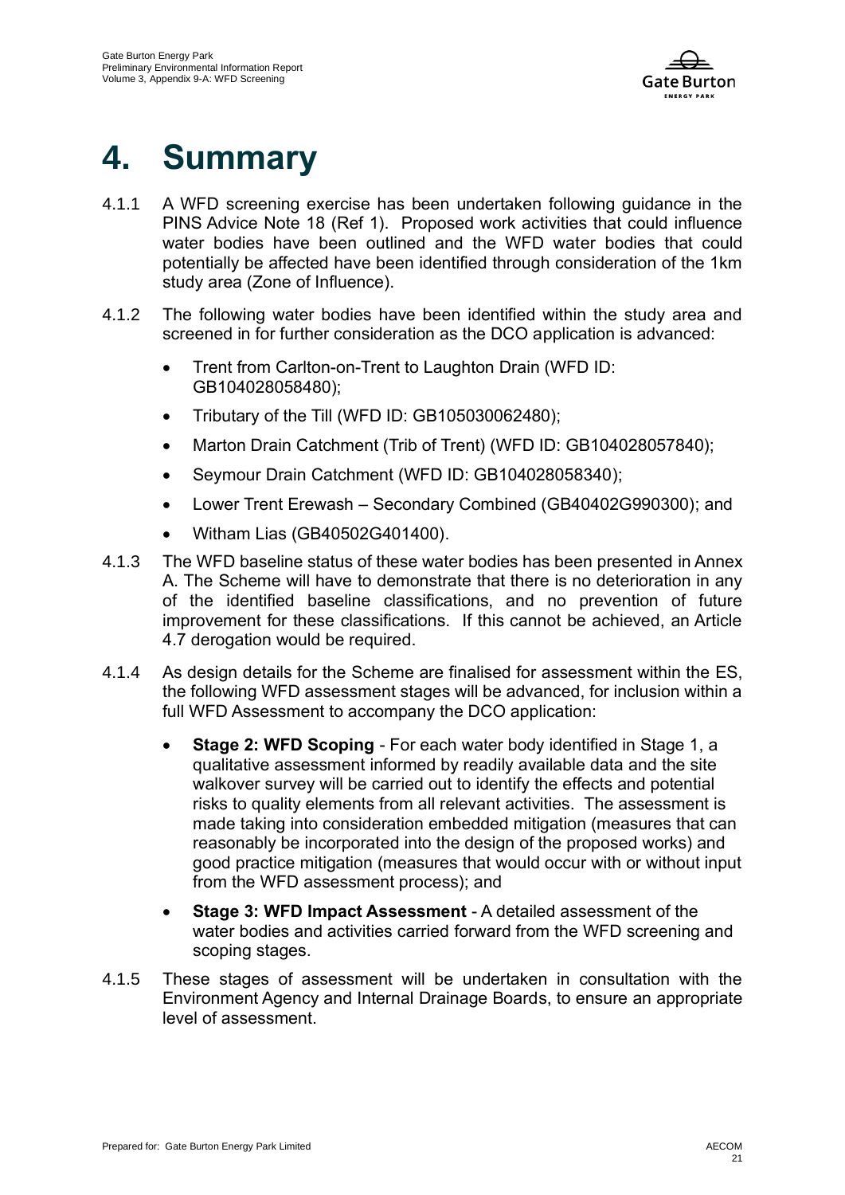# 4. Summary

4.1.1 A WFD screening exercise has been undertaken following guidance in the PINS Advice Note 18 (Ref 1). Proposed work activities that could influence water bodies have been outlined and the WFD water bodies that could potentially be affected have been identified through consideration of the 1km study area (Zone of Influence).

4.1.2 The following water bodies have been identified within the study area and screened in for further consideration as the DCO application is advanced:

- Trent from Carlton-on-Trent to Laughton Drain (WFD ID: GB104028058480);
- Tributary of the Till (WFD ID: GB105030062480);
- Marton Drain Catchment (Trib of Trent) (WFD ID: GB104028057840);
- Seymour Drain Catchment (WFD ID: GB104028058340);
- Lower Trent Erewash – Secondary Combined (GB40402G990300); and
- Witham Lias (GB40502G401400).

4.1.3 The WFD baseline status of these water bodies has been presented in Annex A. The Scheme will have to demonstrate that there is no deterioration in any of the identified baseline classifications, and no prevention of future improvement for these classifications. If this cannot be achieved, an Article 4.7 derogation would be required.

4.1.4 As design details for the Scheme are finalised for assessment within the ES, the following WFD assessment stages will be advanced, for inclusion within a full WFD Assessment to accompany the DCO application:

- **Stage 2: WFD Scoping** - For each water body identified in Stage 1, a qualitative assessment informed by readily available data and the site walkover survey will be carried out to identify the effects and potential risks to quality elements from all relevant activities. The assessment is made taking into consideration embedded mitigation (measures that can reasonably be incorporated into the design of the proposed works) and good practice mitigation (measures that would occur with or without input from the WFD assessment process); and
- **Stage 3: WFD Impact Assessment** - A detailed assessment of the water bodies and activities carried forward from the WFD screening and scoping stages.

4.1.5 These stages of assessment will be undertaken in consultation with the Environment Agency and Internal Drainage Boards, to ensure an appropriate level of assessment.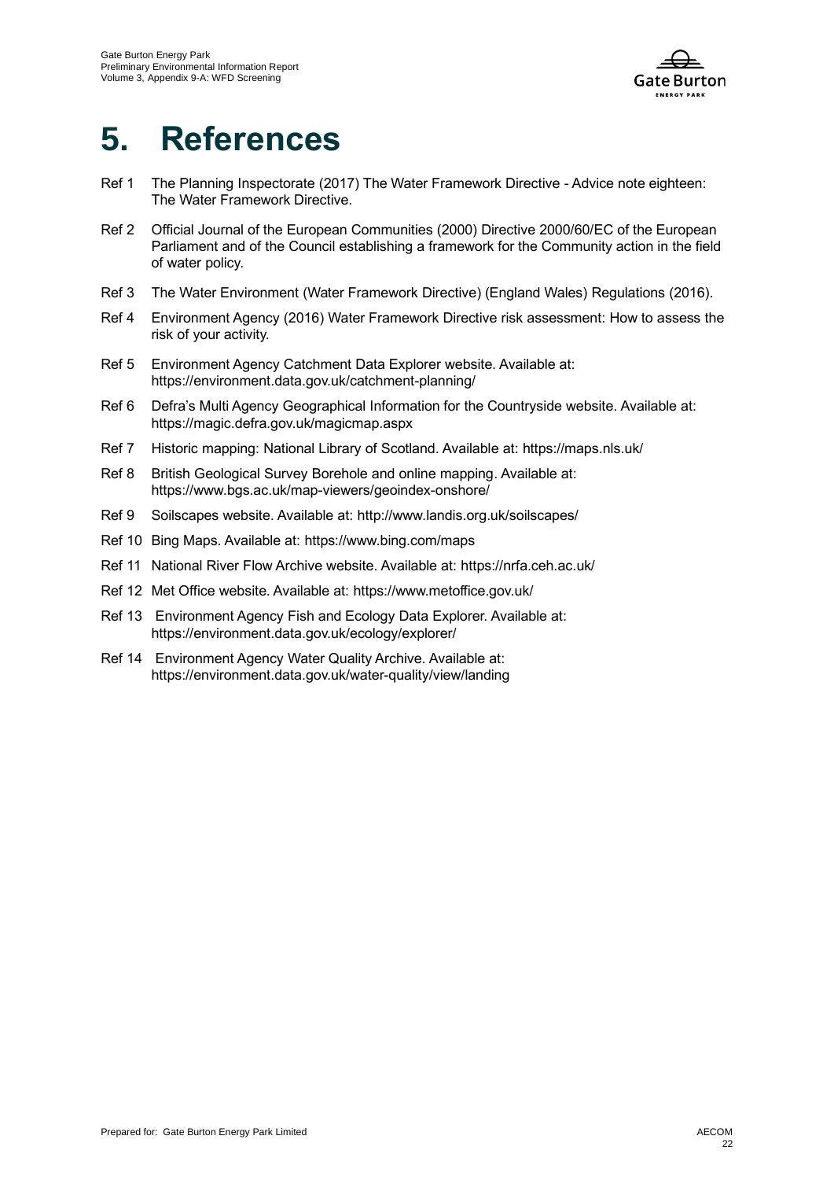# 5. References

Ref 1 The Planning Inspectorate (2017) The Water Framework Directive - Advice note eighteen: The Water Framework Directive.

Ref 2 Official Journal of the European Communities (2000) Directive 2000/60/EC of the European Parliament and of the Council establishing a framework for the Community action in the field of water policy.

Ref 3 The Water Environment (Water Framework Directive) (England Wales) Regulations (2016).

Ref 4 Environment Agency (2016) Water Framework Directive risk assessment: How to assess the risk of your activity.

Ref 5 Environment Agency Catchment Data Explorer website. Available at: https://environment.data.gov.uk/catchment-planning/

Ref 6 Defra's Multi Agency Geographical Information for the Countryside website. Available at: https://magic.defra.gov.uk/magicmap.aspx

Ref 7 Historic mapping: National Library of Scotland. Available at: https://maps.nls.uk/

Ref 8 British Geological Survey Borehole and online mapping. Available at: https://www.bgs.ac.uk/map-viewers/geoindex-onshore/

Ref 9 Soilscapes website. Available at: http://www.landis.org.uk/soilscapes/

Ref 10 Bing Maps. Available at: https://www.bing.com/maps

Ref 11 National River Flow Archive website. Available at: https://nrfa.ceh.ac.uk/

Ref 12 Met Office website. Available at: https://www.metoffice.gov.uk/

Ref 13 Environment Agency Fish and Ecology Data Explorer. Available at: https://environment.data.gov.uk/ecology/explorer/

Ref 14 Environment Agency Water Quality Archive. Available at: https://environment.data.gov.uk/water-quality/view/landing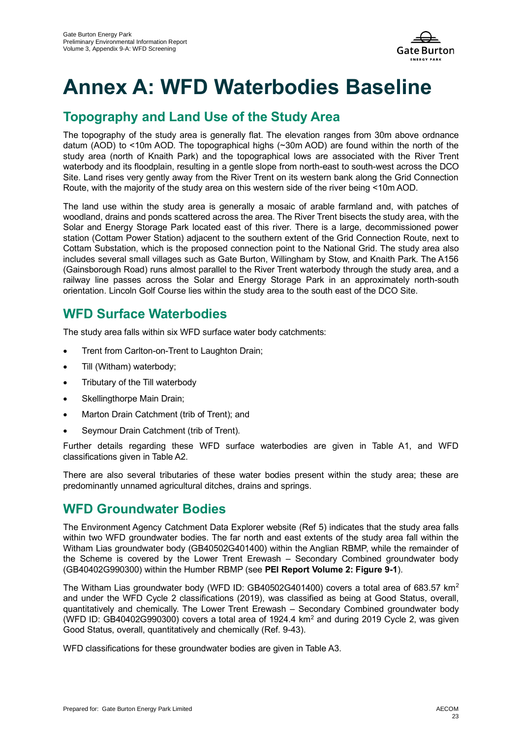# Annex A: WFD Waterbodies Baseline

## Topography and Land Use of the Study Area

The topography of the study area is generally flat. The elevation ranges from 30m above ordnance datum (AOD) to <10m AOD. The topographical highs (~30m AOD) are found within the north of the study area (north of Knaith Park) and the topographical lows are associated with the River Trent waterbody and its floodplain, resulting in a gentle slope from north-east to south-west across the DCO Site. Land rises very gently away from the River Trent on its western bank along the Grid Connection Route, with the majority of the study area on this western side of the river being <10m AOD.

The land use within the study area is generally a mosaic of arable farmland and, with patches of woodland, drains and ponds scattered across the area. The River Trent bisects the study area, with the Solar and Energy Storage Park located east of this river. There is a large, decommissioned power station (Cottam Power Station) adjacent to the southern extent of the Grid Connection Route, next to Cottam Substation, which is the proposed connection point to the National Grid. The study area also includes several small villages such as Gate Burton, Willingham by Stow, and Knaith Park. The A156 (Gainsborough Road) runs almost parallel to the River Trent waterbody through the study area, and a railway line passes across the Solar and Energy Storage Park in an approximately north-south orientation. Lincoln Golf Course lies within the study area to the south east of the DCO Site.

## WFD Surface Waterbodies

The study area falls within six WFD surface water body catchments:

- Trent from Carlton-on-Trent to Laughton Drain;
- Till (Witham) waterbody;
- Tributary of the Till waterbody
- Skellingthorpe Main Drain;
- Marton Drain Catchment (trib of Trent); and
- Seymour Drain Catchment (trib of Trent).

Further details regarding these WFD surface waterbodies are given in Table A1, and WFD classifications given in Table A2.

There are also several tributaries of these water bodies present within the study area; these are predominantly unnamed agricultural ditches, drains and springs.

## WFD Groundwater Bodies

The Environment Agency Catchment Data Explorer website (Ref 5) indicates that the study area falls within two WFD groundwater bodies. The far north and east extents of the study area fall within the Witham Lias groundwater body (GB40502G401400) within the Anglian RBMP, while the remainder of the Scheme is covered by the Lower Trent Erewash – Secondary Combined groundwater body (GB40402G990300) within the Humber RBMP (see **PEI Report Volume 2: Figure 9-1**).

The Witham Lias groundwater body (WFD ID: GB40502G401400) covers a total area of 683.57 km$^2$ and under the WFD Cycle 2 classifications (2019), was classified as being at Good Status, overall, quantitatively and chemically. The Lower Trent Erewash – Secondary Combined groundwater body (WFD ID: GB40402G990300) covers a total area of 1924.4 km$^2$ and during 2019 Cycle 2, was given Good Status, overall, quantitatively and chemically (Ref. 9-43).

WFD classifications for these groundwater bodies are given in Table A3.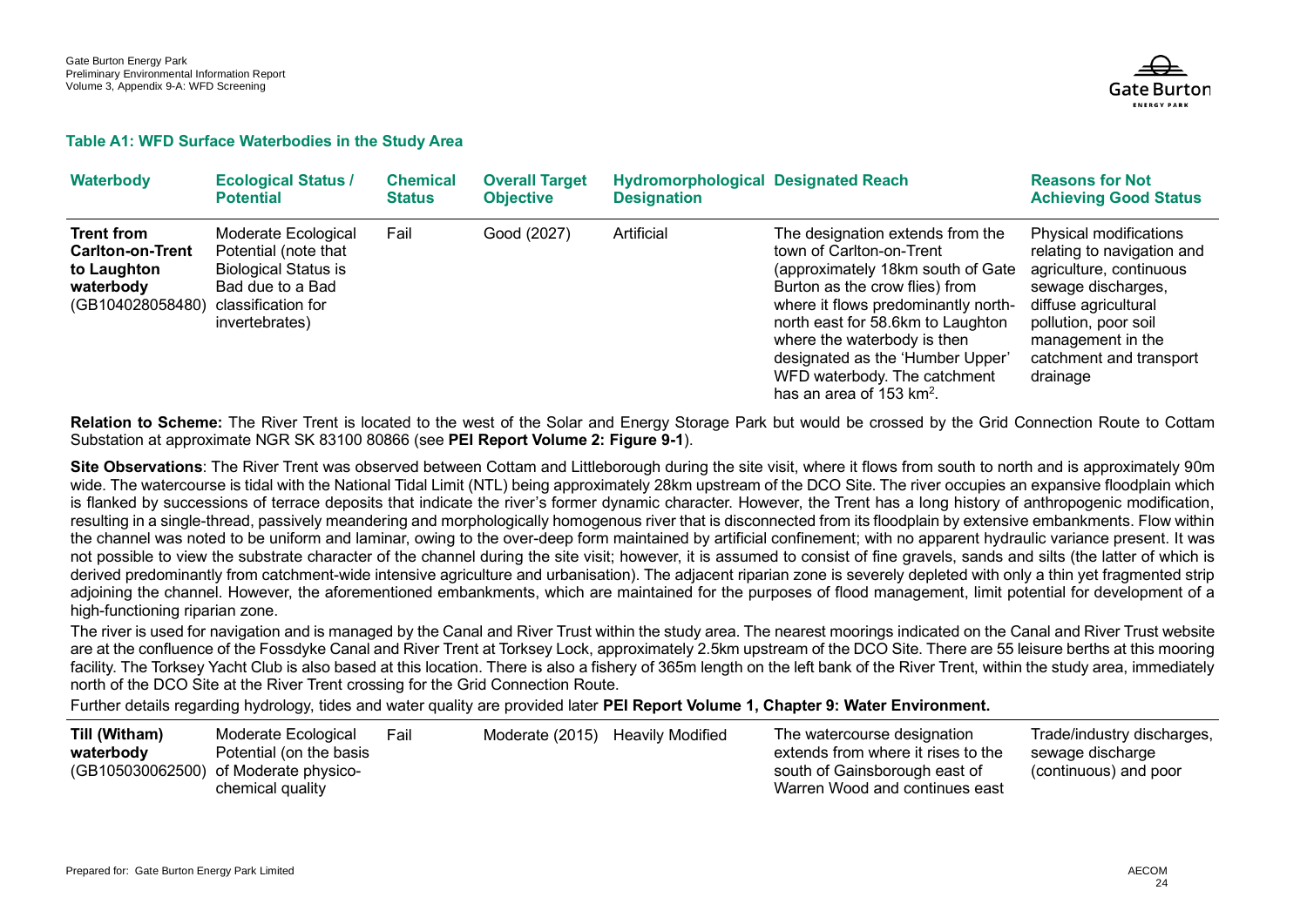**Table A1: WFD Surface Waterbodies in the Study Area**

| Waterbody | Ecological Status / Potential | Chemical Status | Overall Target Objective | Hydromorphological Designation | Designated Reach | Reasons for Not Achieving Good Status |
|---|---|---|---|---|---|---|
| **Trent from Carlton-on-Trent to Laughton waterbody** (GB104028058480) | Moderate Ecological Potential (note that Biological Status is Bad due to a Bad classification for invertebrates) | Fail | Good (2027) | Artificial | The designation extends from the town of Carlton-on-Trent (approximately 18km south of Gate Burton as the crow flies) from where it flows predominantly north-north east for 58.6km to Laughton where the waterbody is then designated as the 'Humber Upper' WFD waterbody. The catchment has an area of 153 km$^2$. | Physical modifications relating to navigation and agriculture, continuous sewage discharges, diffuse agricultural pollution, poor soil management in the catchment and transport drainage |

**Relation to Scheme:** The River Trent is located to the west of the Solar and Energy Storage Park but would be crossed by the Grid Connection Route to Cottam Substation at approximate NGR SK 83100 80866 (see **PEI Report Volume 2: Figure 9-1**).

**Site Observations**: The River Trent was observed between Cottam and Littleborough during the site visit, where it flows from south to north and is approximately 90m wide. The watercourse is tidal with the National Tidal Limit (NTL) being approximately 28km upstream of the DCO Site. The river occupies an expansive floodplain which is flanked by successions of terrace deposits that indicate the river's former dynamic character. However, the Trent has a long history of anthropogenic modification, resulting in a single-thread, passively meandering and morphologically homogenous river that is disconnected from its floodplain by extensive embankments. Flow within the channel was noted to be uniform and laminar, owing to the over-deep form maintained by artificial confinement; with no apparent hydraulic variance present. It was not possible to view the substrate character of the channel during the site visit; however, it is assumed to consist of fine gravels, sands and silts (the latter of which is derived predominantly from catchment-wide intensive agriculture and urbanisation). The adjacent riparian zone is severely depleted with only a thin yet fragmented strip adjoining the channel. However, the aforementioned embankments, which are maintained for the purposes of flood management, limit potential for development of a high-functioning riparian zone.

The river is used for navigation and is managed by the Canal and River Trust within the study area. The nearest moorings indicated on the Canal and River Trust website are at the confluence of the Fossdyke Canal and River Trent at Torksey Lock, approximately 2.5km upstream of the DCO Site. There are 55 leisure berths at this mooring facility. The Torksey Yacht Club is also based at this location. There is also a fishery of 365m length on the left bank of the River Trent, within the study area, immediately north of the DCO Site at the River Trent crossing for the Grid Connection Route.

Further details regarding hydrology, tides and water quality are provided later **PEI Report Volume 1, Chapter 9: Water Environment.**

| Waterbody | Ecological Status / Potential | Chemical Status | Overall Target Objective | Hydromorphological Designation | Designated Reach | Reasons for Not Achieving Good Status |
|---|---|---|---|---|---|---|
| **Till (Witham) waterbody** (GB105030062500) | Moderate Ecological Potential (on the basis of Moderate physico-chemical quality | Fail | Moderate (2015) | Heavily Modified | The watercourse designation extends from where it rises to the south of Gainsborough east of Warren Wood and continues east | Trade/industry discharges, sewage discharge (continuous) and poor |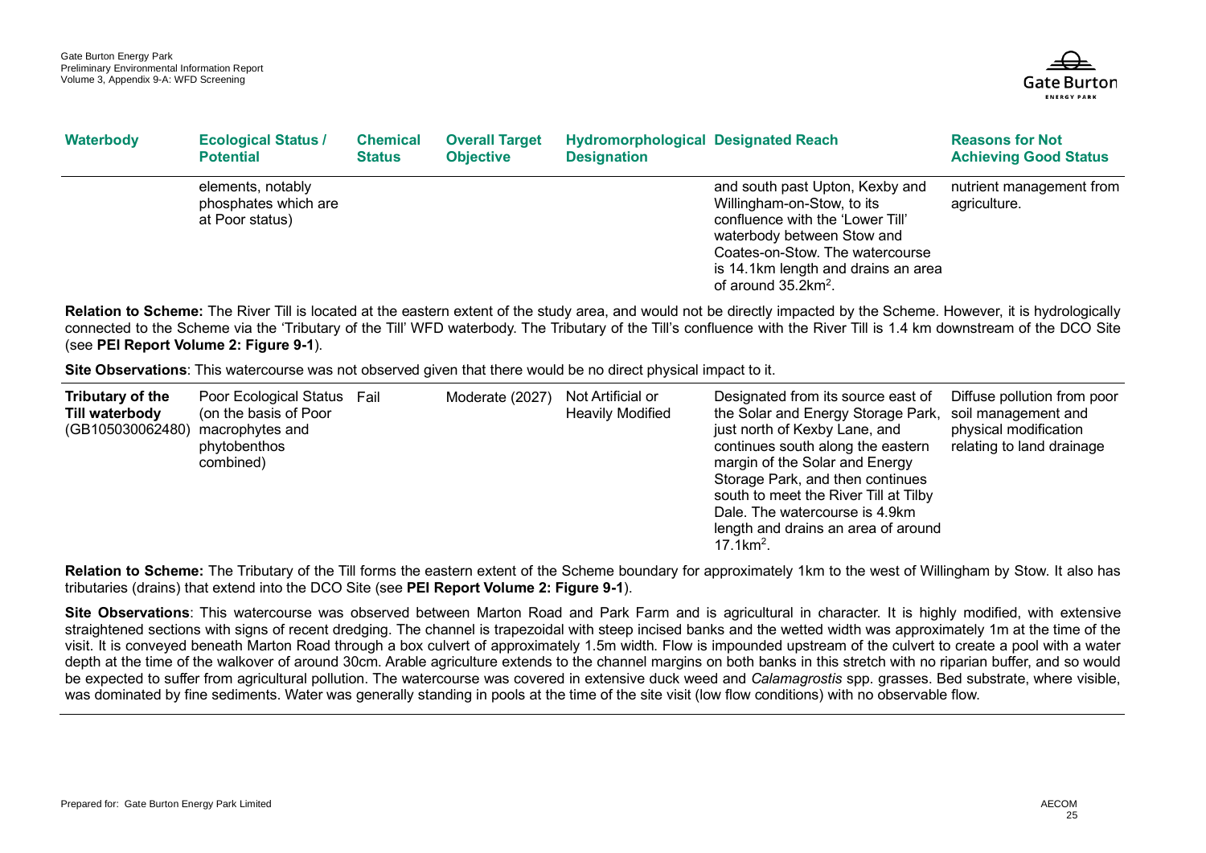| Waterbody | Ecological Status / Potential | Chemical Status | Overall Target Objective | Hydromorphological Designation | Designated Reach | Reasons for Not Achieving Good Status |
|---|---|---|---|---|---|---|
| | elements, notably phosphates which are at Poor status) | | | | and south past Upton, Kexby and Willingham-on-Stow, to its confluence with the 'Lower Till' waterbody between Stow and Coates-on-Stow. The watercourse is 14.1km length and drains an area of around 35.2km$^2$. | nutrient management from agriculture. |

**Relation to Scheme:** The River Till is located at the eastern extent of the study area, and would not be directly impacted by the Scheme. However, it is hydrologically connected to the Scheme via the 'Tributary of the Till' WFD waterbody. The Tributary of the Till's confluence with the River Till is 1.4 km downstream of the DCO Site (see **PEI Report Volume 2: Figure 9-1**).

**Site Observations**: This watercourse was not observed given that there would be no direct physical impact to it.

| Waterbody | Ecological Status / Potential | Chemical Status | Overall Target Objective | Hydromorphological Designation | Designated Reach | Reasons for Not Achieving Good Status |
|---|---|---|---|---|---|---|
| **Tributary of the Till waterbody** (GB105030062480) | Poor Ecological Status (on the basis of Poor macrophytes and phytobenthos combined) | Fail | Moderate (2027) | Not Artificial or Heavily Modified | Designated from its source east of the Solar and Energy Storage Park, just north of Kexby Lane, and continues south along the eastern margin of the Solar and Energy Storage Park, and then continues south to meet the River Till at Tilby Dale. The watercourse is 4.9km length and drains an area of around 17.1km$^2$. | Diffuse pollution from poor soil management and physical modification relating to land drainage |

**Relation to Scheme:** The Tributary of the Till forms the eastern extent of the Scheme boundary for approximately 1km to the west of Willingham by Stow. It also has tributaries (drains) that extend into the DCO Site (see **PEI Report Volume 2: Figure 9-1**).

**Site Observations**: This watercourse was observed between Marton Road and Park Farm and is agricultural in character. It is highly modified, with extensive straightened sections with signs of recent dredging. The channel is trapezoidal with steep incised banks and the wetted width was approximately 1m at the time of the visit. It is conveyed beneath Marton Road through a box culvert of approximately 1.5m width. Flow is impounded upstream of the culvert to create a pool with a water depth at the time of the walkover of around 30cm. Arable agriculture extends to the channel margins on both banks in this stretch with no riparian buffer, and so would be expected to suffer from agricultural pollution. The watercourse was covered in extensive duck weed and *Calamagrostis* spp. grasses. Bed substrate, where visible, was dominated by fine sediments. Water was generally standing in pools at the time of the site visit (low flow conditions) with no observable flow.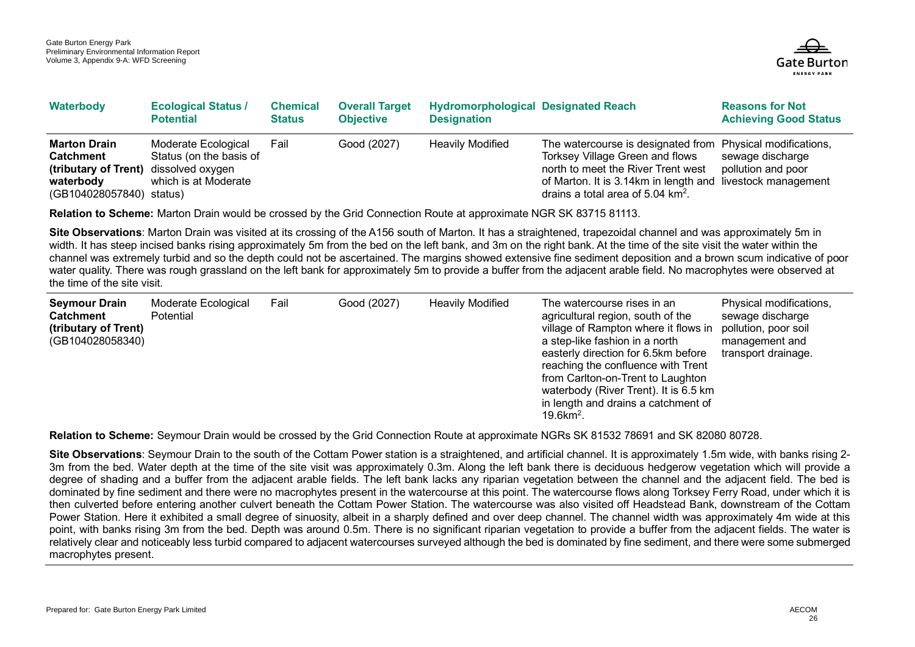| Waterbody | Ecological Status / Potential | Chemical Status | Overall Target Objective | Hydromorphological Designation | Designated Reach | Reasons for Not Achieving Good Status |
|---|---|---|---|---|---|---|
| **Marton Drain Catchment (tributary of Trent) waterbody** (GB104028057840) | Moderate Ecological Status (on the basis of dissolved oxygen which is at Moderate status) | Fail | Good (2027) | Heavily Modified | The watercourse is designated from Torksey Village Green and flows north to meet the River Trent west of Marton. It is 3.14km in length and drains a total area of 5.04 km$^2$. | Physical modifications, sewage discharge pollution and poor livestock management |

**Relation to Scheme:** Marton Drain would be crossed by the Grid Connection Route at approximate NGR SK 83715 81113.

**Site Observations**: Marton Drain was visited at its crossing of the A156 south of Marton. It has a straightened, trapezoidal channel and was approximately 5m in width. It has steep incised banks rising approximately 5m from the bed on the left bank, and 3m on the right bank. At the time of the site visit the water within the channel was extremely turbid and so the depth could not be ascertained. The margins showed extensive fine sediment deposition and a brown scum indicative of poor water quality. There was rough grassland on the left bank for approximately 5m to provide a buffer from the adjacent arable field. No macrophytes were observed at the time of the site visit.

| Waterbody | Ecological Status / Potential | Chemical Status | Overall Target Objective | Hydromorphological Designation | Designated Reach | Reasons for Not Achieving Good Status |
|---|---|---|---|---|---|---|
| **Seymour Drain Catchment (tributary of Trent)** (GB104028058340) | Moderate Ecological Potential | Fail | Good (2027) | Heavily Modified | The watercourse rises in an agricultural region, south of the village of Rampton where it flows in a step-like fashion in a north easterly direction for 6.5km before reaching the confluence with Trent from Carlton-on-Trent to Laughton waterbody (River Trent). It is 6.5 km in length and drains a catchment of 19.6km$^2$. | Physical modifications, sewage discharge pollution, poor soil management and transport drainage. |

**Relation to Scheme:** Seymour Drain would be crossed by the Grid Connection Route at approximate NGRs SK 81532 78691 and SK 82080 80728.

**Site Observations**: Seymour Drain to the south of the Cottam Power station is a straightened, and artificial channel. It is approximately 1.5m wide, with banks rising 2-3m from the bed. Water depth at the time of the site visit was approximately 0.3m. Along the left bank there is deciduous hedgerow vegetation which will provide a degree of shading and a buffer from the adjacent arable fields. The left bank lacks any riparian vegetation between the channel and the adjacent field. The bed is dominated by fine sediment and there were no macrophytes present in the watercourse at this point. The watercourse flows along Torksey Ferry Road, under which it is then culverted before entering another culvert beneath the Cottam Power Station. The watercourse was also visited off Headstead Bank, downstream of the Cottam Power Station. Here it exhibited a small degree of sinuosity, albeit in a sharply defined and over deep channel. The channel width was approximately 4m wide at this point, with banks rising 3m from the bed. Depth was around 0.5m. There is no significant riparian vegetation to provide a buffer from the adjacent fields. The water is relatively clear and noticeably less turbid compared to adjacent watercourses surveyed although the bed is dominated by fine sediment, and there were some submerged macrophytes present.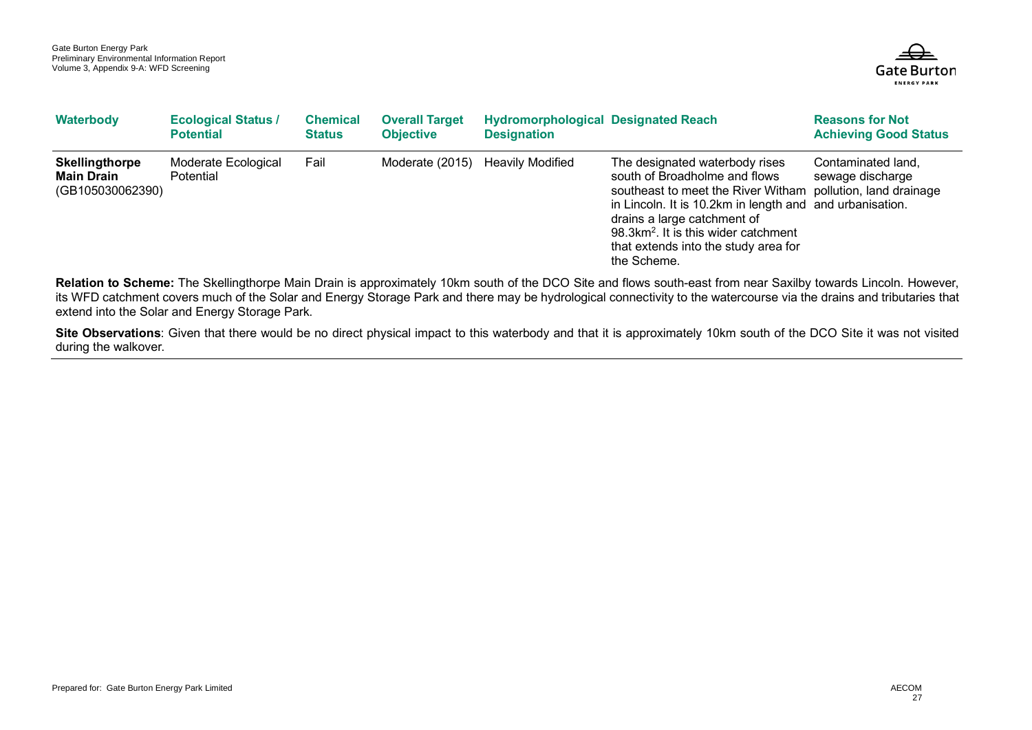| Waterbody | Ecological Status / Potential | Chemical Status | Overall Target Objective | Hydromorphological Designation | Designated Reach | Reasons for Not Achieving Good Status |
|---|---|---|---|---|---|---|
| **Skellingthorpe Main Drain** (GB105030062390) | Moderate Ecological Potential | Fail | Moderate (2015) | Heavily Modified | The designated waterbody rises south of Broadholme and flows southeast to meet the River Witham in Lincoln. It is 10.2km in length and drains a large catchment of 98.3km². It is this wider catchment that extends into the study area for the Scheme. | Contaminated land, sewage discharge pollution, land drainage and urbanisation. |

**Relation to Scheme:** The Skellingthorpe Main Drain is approximately 10km south of the DCO Site and flows south-east from near Saxilby towards Lincoln. However, its WFD catchment covers much of the Solar and Energy Storage Park and there may be hydrological connectivity to the watercourse via the drains and tributaries that extend into the Solar and Energy Storage Park.

**Site Observations**: Given that there would be no direct physical impact to this waterbody and that it is approximately 10km south of the DCO Site it was not visited during the walkover.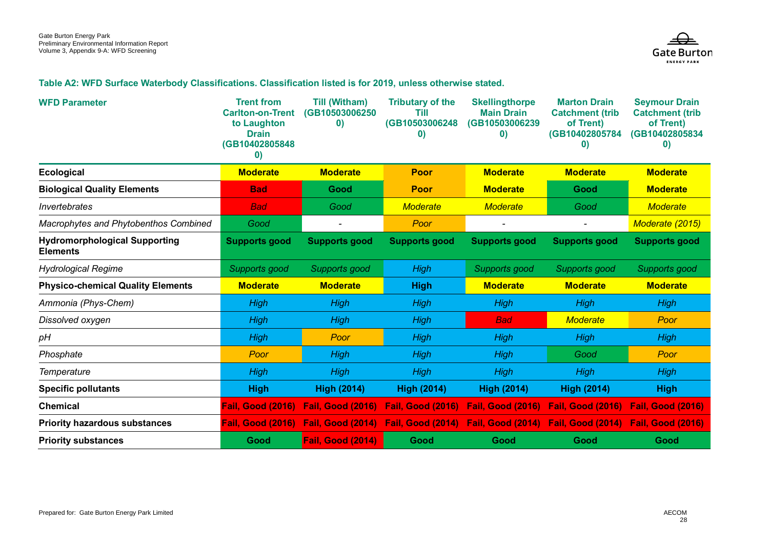**Table A2: WFD Surface Waterbody Classifications. Classification listed is for 2019, unless otherwise stated.**

| WFD Parameter | Trent from Carlton-on-Trent to Laughton Drain (GB104028058480) | Till (Witham) (GB105030062500) | Tributary of the Till (GB105030062480) | Skellingthorpe Main Drain (GB105030062390) | Marton Drain Catchment (trib of Trent) (GB104028057840) | Seymour Drain Catchment (trib of Trent) (GB104028058340) |
|---|---|---|---|---|---|---|
| **Ecological** | **Moderate** | **Moderate** | **Poor** | **Moderate** | **Moderate** | **Moderate** |
| **Biological Quality Elements** | **Bad** | **Good** | **Poor** | **Moderate** | **Good** | **Moderate** |
| *Invertebrates* | *Bad* | *Good* | *Moderate* | *Moderate* | *Good* | *Moderate* |
| *Macrophytes and Phytobenthos Combined* | *Good* | - | *Poor* | - | - | *Moderate (2015)* |
| **Hydromorphological Supporting Elements** | **Supports good** | **Supports good** | **Supports good** | **Supports good** | **Supports good** | **Supports good** |
| *Hydrological Regime* | *Supports good* | *Supports good* | *High* | *Supports good* | *Supports good* | *Supports good* |
| **Physico-chemical Quality Elements** | **Moderate** | **Moderate** | **High** | **Moderate** | **Moderate** | **Moderate** |
| *Ammonia (Phys-Chem)* | *High* | *High* | *High* | *High* | *High* | *High* |
| *Dissolved oxygen* | *High* | *High* | *High* | *Bad* | *Moderate* | *Poor* |
| *pH* | *High* | *Poor* | *High* | *High* | *High* | *High* |
| *Phosphate* | *Poor* | *High* | *High* | *High* | *Good* | *Poor* |
| *Temperature* | *High* | *High* | *High* | *High* | *High* | *High* |
| **Specific pollutants** | **High** | **High (2014)** | **High (2014)** | **High (2014)** | **High (2014)** | **High** |
| **Chemical** | **Fail, Good (2016)** | **Fail, Good (2016)** | **Fail, Good (2016)** | **Fail, Good (2016)** | **Fail, Good (2016)** | **Fail, Good (2016)** |
| **Priority hazardous substances** | **Fail, Good (2016)** | **Fail, Good (2014)** | **Fail, Good (2014)** | **Fail, Good (2014)** | **Fail, Good (2014)** | **Fail, Good (2016)** |
| **Priority substances** | **Good** | **Fail, Good (2014)** | **Good** | **Good** | **Good** | **Good** |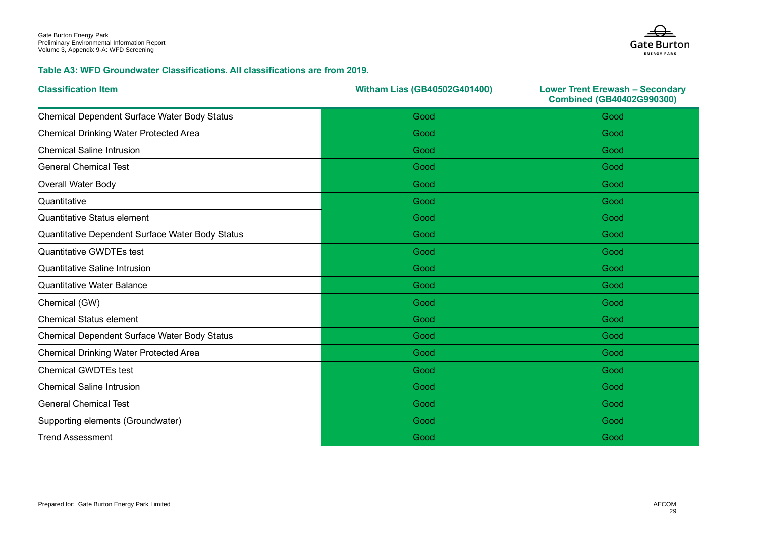**Table A3: WFD Groundwater Classifications. All classifications are from 2019.**

| Classification Item | Witham Lias (GB40502G401400) | Lower Trent Erewash – Secondary Combined (GB40402G990300) |
|---|---|---|
| Chemical Dependent Surface Water Body Status | Good | Good |
| Chemical Drinking Water Protected Area | Good | Good |
| Chemical Saline Intrusion | Good | Good |
| General Chemical Test | Good | Good |
| Overall Water Body | Good | Good |
| Quantitative | Good | Good |
| Quantitative Status element | Good | Good |
| Quantitative Dependent Surface Water Body Status | Good | Good |
| Quantitative GWDTEs test | Good | Good |
| Quantitative Saline Intrusion | Good | Good |
| Quantitative Water Balance | Good | Good |
| Chemical (GW) | Good | Good |
| Chemical Status element | Good | Good |
| Chemical Dependent Surface Water Body Status | Good | Good |
| Chemical Drinking Water Protected Area | Good | Good |
| Chemical GWDTEs test | Good | Good |
| Chemical Saline Intrusion | Good | Good |
| General Chemical Test | Good | Good |
| Supporting elements (Groundwater) | Good | Good |
| Trend Assessment | Good | Good |